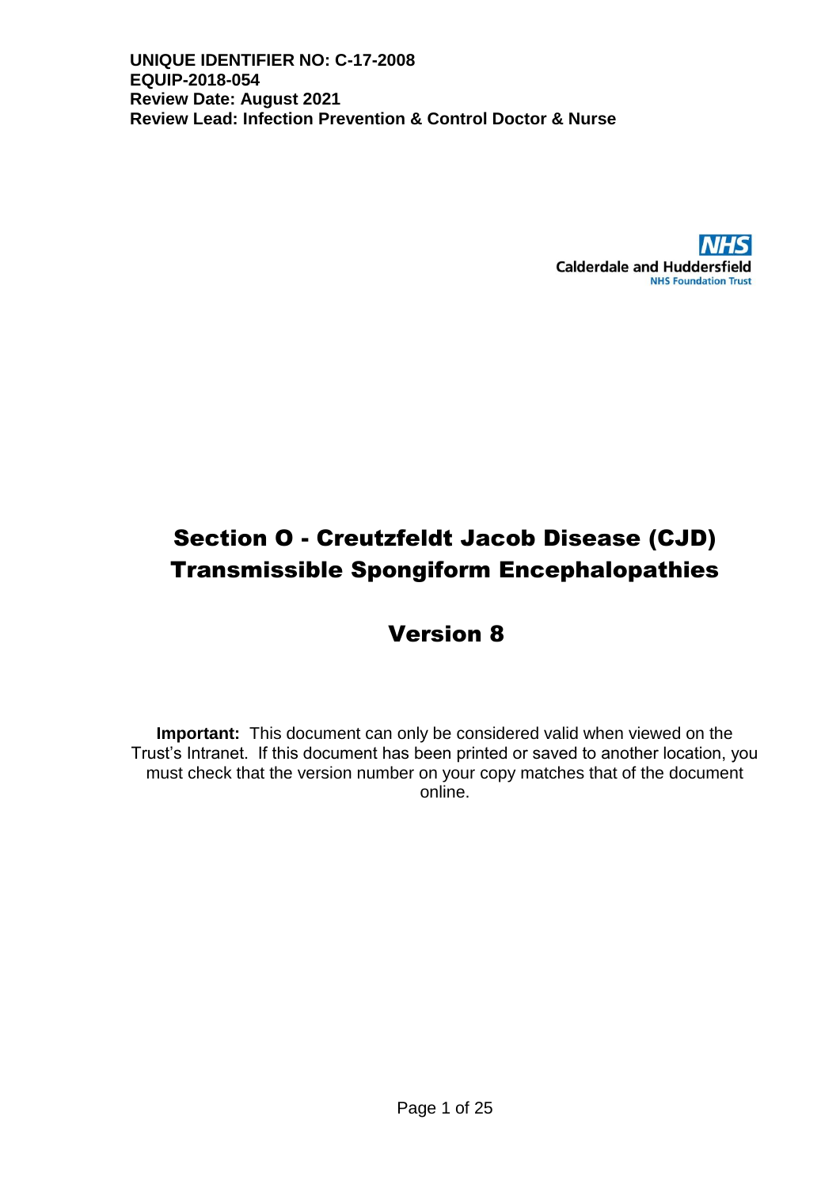**UNIQUE IDENTIFIER NO: C-17-2008**
**EQUIP-2018-054**
**Review Date: August 2021**
**Review Lead: Infection Prevention & Control Doctor & Nurse**

NHS
Calderdale and Huddersfield
NHS Foundation Trust

# Section O - Creutzfeldt Jacob Disease (CJD) Transmissible Spongiform Encephalopathies

## Version 8

**Important:** This document can only be considered valid when viewed on the Trust's Intranet. If this document has been printed or saved to another location, you must check that the version number on your copy matches that of the document online.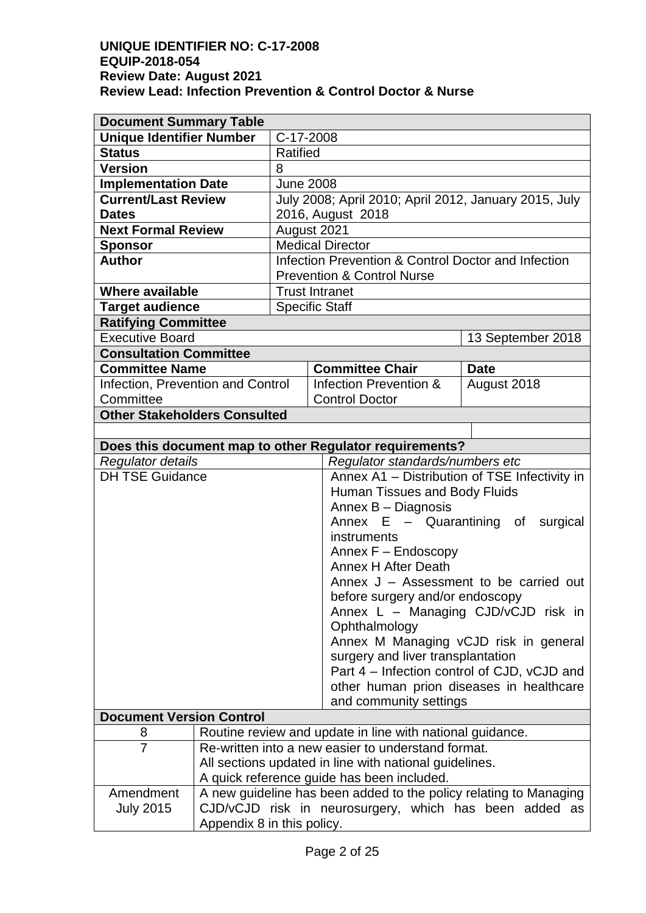**UNIQUE IDENTIFIER NO: C-17-2008**
**EQUIP-2018-054**
**Review Date: August 2021**
**Review Lead: Infection Prevention & Control Doctor & Nurse**

| **Document Summary Table** | | | |
|---|---|---|---|
| **Unique Identifier Number** | C-17-2008 | | |
| **Status** | Ratified | | |
| **Version** | 8 | | |
| **Implementation Date** | June 2008 | | |
| **Current/Last Review Dates** | July 2008; April 2010; April 2012, January 2015, July 2016, August 2018 | | |
| **Next Formal Review** | August 2021 | | |
| **Sponsor** | Medical Director | | |
| **Author** | Infection Prevention & Control Doctor and Infection Prevention & Control Nurse | | |
| **Where available** | Trust Intranet | | |
| **Target audience** | Specific Staff | | |
| **Ratifying Committee** | | | |
| Executive Board | | | 13 September 2018 |
| **Consultation Committee** | | | |
| **Committee Name** | | **Committee Chair** | **Date** |
| Infection, Prevention and Control Committee | | Infection Prevention & Control Doctor | August 2018 |
| **Other Stakeholders Consulted** | | | |
| | | | |
| **Does this document map to other Regulator requirements?** | | | |
| *Regulator details* | | *Regulator standards/numbers etc* | |
| DH TSE Guidance | | Annex A1 – Distribution of TSE Infectivity in Human Tissues and Body Fluids<br>Annex B – Diagnosis<br>Annex E – Quarantining of surgical instruments<br>Annex F – Endoscopy<br>Annex H After Death<br>Annex J – Assessment to be carried out before surgery and/or endoscopy<br>Annex L – Managing CJD/vCJD risk in Ophthalmology<br>Annex M Managing vCJD risk in general surgery and liver transplantation<br>Part 4 – Infection control of CJD, vCJD and other human prion diseases in healthcare and community settings | |

| **Document Version Control** | |
|---|---|
| 8 | Routine review and update in line with national guidance. |
| 7 | Re-written into a new easier to understand format.<br>All sections updated in line with national guidelines.<br>A quick reference guide has been included. |
| Amendment July 2015 | A new guideline has been added to the policy relating to Managing CJD/vCJD risk in neurosurgery, which has been added as Appendix 8 in this policy. |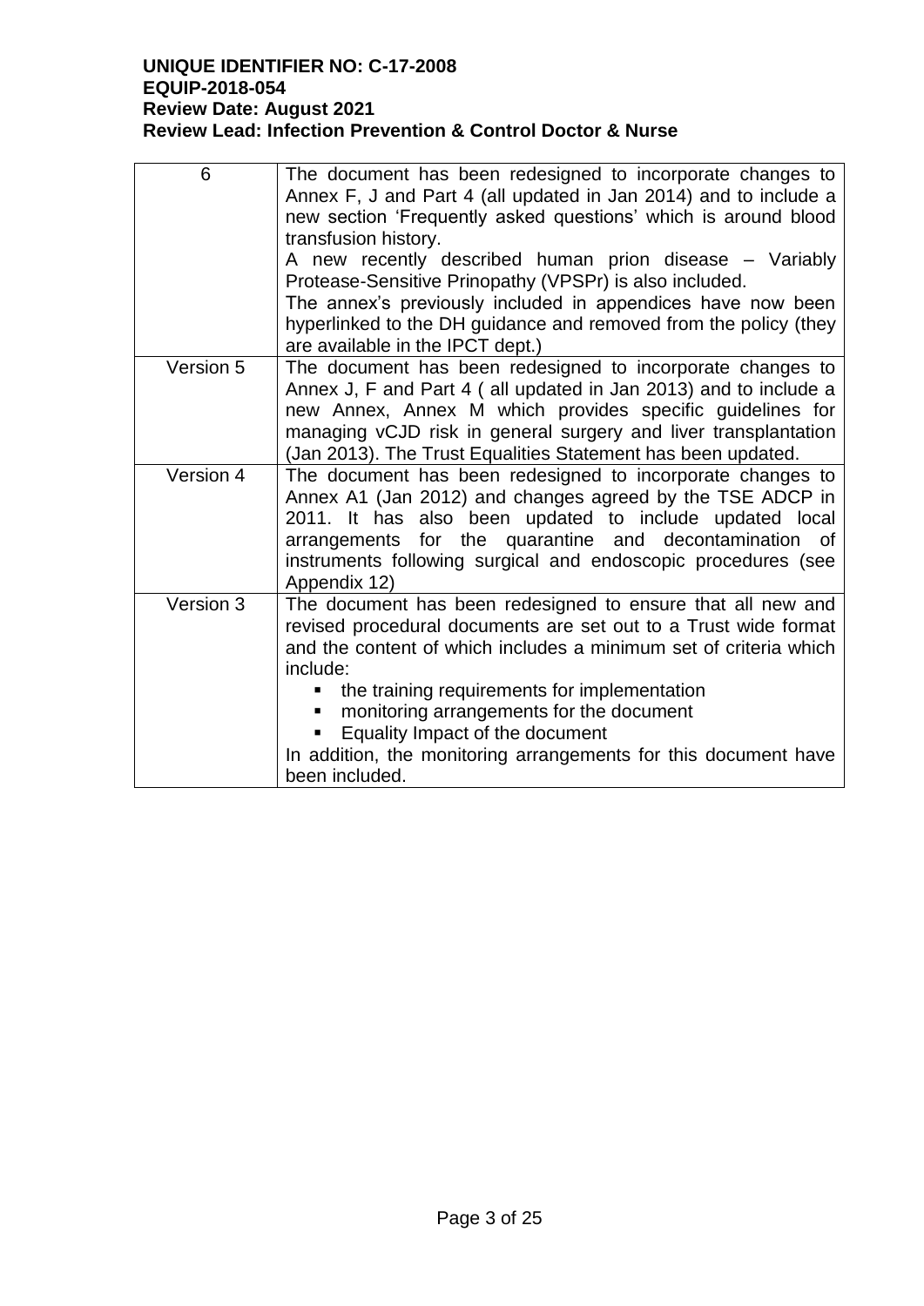| | |
|---|---|
| 6 | The document has been redesigned to incorporate changes to Annex F, J and Part 4 (all updated in Jan 2014) and to include a new section 'Frequently asked questions' which is around blood transfusion history.<br>A new recently described human prion disease – Variably Protease-Sensitive Prinopathy (VPSPr) is also included.<br>The annex's previously included in appendices have now been hyperlinked to the DH guidance and removed from the policy (they are available in the IPCT dept.) |
| Version 5 | The document has been redesigned to incorporate changes to Annex J, F and Part 4 ( all updated in Jan 2013) and to include a new Annex, Annex M which provides specific guidelines for managing vCJD risk in general surgery and liver transplantation (Jan 2013). The Trust Equalities Statement has been updated. |
| Version 4 | The document has been redesigned to incorporate changes to Annex A1 (Jan 2012) and changes agreed by the TSE ADCP in 2011. It has also been updated to include updated local arrangements for the quarantine and decontamination of instruments following surgical and endoscopic procedures (see Appendix 12) |
| Version 3 | The document has been redesigned to ensure that all new and revised procedural documents are set out to a Trust wide format and the content of which includes a minimum set of criteria which include:<br>▪ the training requirements for implementation<br>▪ monitoring arrangements for the document<br>▪ Equality Impact of the document<br>In addition, the monitoring arrangements for this document have been included. |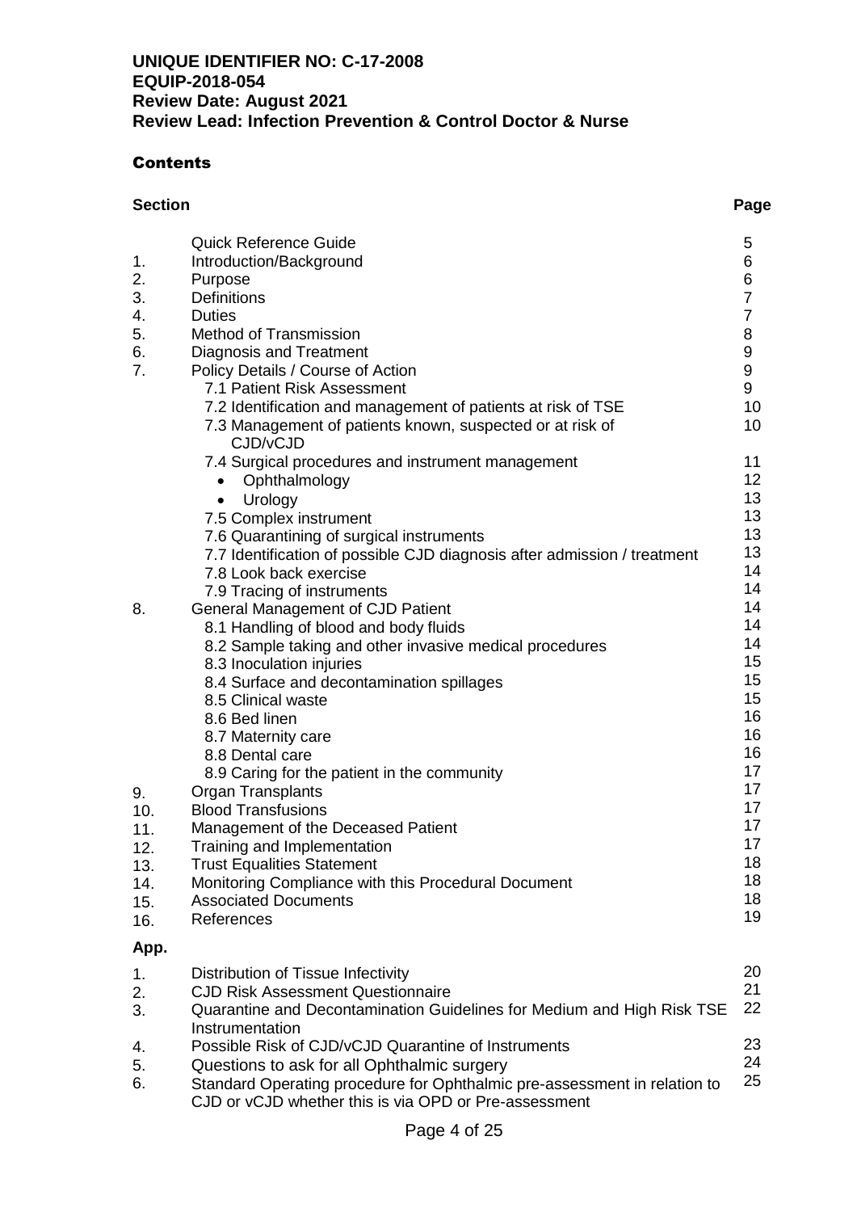**UNIQUE IDENTIFIER NO: C-17-2008**
**EQUIP-2018-054**
**Review Date: August 2021**
**Review Lead: Infection Prevention & Control Doctor & Nurse**

## Contents

| Section | | Page |
|---|---|---|
| | Quick Reference Guide | 5 |
| 1. | Introduction/Background | 6 |
| 2. | Purpose | 6 |
| 3. | Definitions | 7 |
| 4. | Duties | 7 |
| 5. | Method of Transmission | 8 |
| 6. | Diagnosis and Treatment | 9 |
| 7. | Policy Details / Course of Action | 9 |
| | 7.1 Patient Risk Assessment | 9 |
| | 7.2 Identification and management of patients at risk of TSE | 10 |
| | 7.3 Management of patients known, suspected or at risk of CJD/vCJD | 10 |
| | 7.4 Surgical procedures and instrument management | 11 |
| | • Ophthalmology | 12 |
| | • Urology | 13 |
| | 7.5 Complex instrument | 13 |
| | 7.6 Quarantining of surgical instruments | 13 |
| | 7.7 Identification of possible CJD diagnosis after admission / treatment | 13 |
| | 7.8 Look back exercise | 14 |
| | 7.9 Tracing of instruments | 14 |
| 8. | General Management of CJD Patient | 14 |
| | 8.1 Handling of blood and body fluids | 14 |
| | 8.2 Sample taking and other invasive medical procedures | 14 |
| | 8.3 Inoculation injuries | 15 |
| | 8.4 Surface and decontamination spillages | 15 |
| | 8.5 Clinical waste | 15 |
| | 8.6 Bed linen | 16 |
| | 8.7 Maternity care | 16 |
| | 8.8 Dental care | 16 |
| | 8.9 Caring for the patient in the community | 17 |
| 9. | Organ Transplants | 17 |
| 10. | Blood Transfusions | 17 |
| 11. | Management of the Deceased Patient | 17 |
| 12. | Training and Implementation | 17 |
| 13. | Trust Equalities Statement | 18 |
| 14. | Monitoring Compliance with this Procedural Document | 18 |
| 15. | Associated Documents | 18 |
| 16. | References | 19 |
| **App.** | | |
| 1. | Distribution of Tissue Infectivity | 20 |
| 2. | CJD Risk Assessment Questionnaire | 21 |
| 3. | Quarantine and Decontamination Guidelines for Medium and High Risk TSE Instrumentation | 22 |
| 4. | Possible Risk of CJD/vCJD Quarantine of Instruments | 23 |
| 5. | Questions to ask for all Ophthalmic surgery | 24 |
| 6. | Standard Operating procedure for Ophthalmic pre-assessment in relation to CJD or vCJD whether this is via OPD or Pre-assessment | 25 |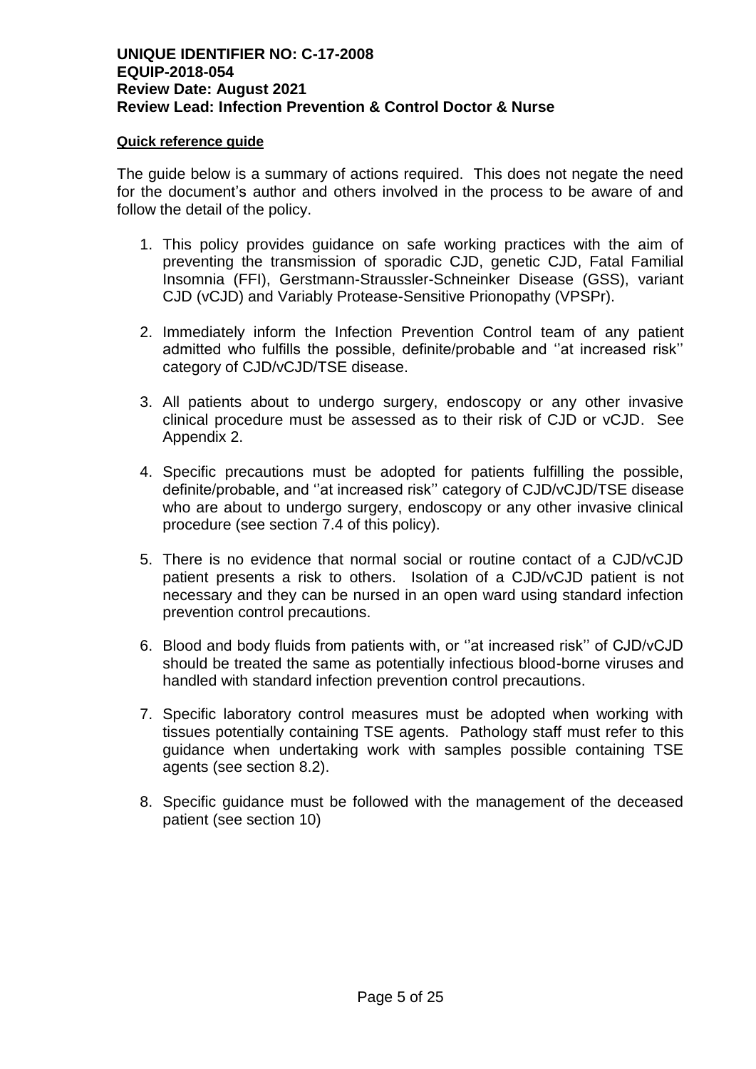**UNIQUE IDENTIFIER NO: C-17-2008**
**EQUIP-2018-054**
**Review Date: August 2021**
**Review Lead: Infection Prevention & Control Doctor & Nurse**

**Quick reference guide**

The guide below is a summary of actions required. This does not negate the need for the document's author and others involved in the process to be aware of and follow the detail of the policy.

1. This policy provides guidance on safe working practices with the aim of preventing the transmission of sporadic CJD, genetic CJD, Fatal Familial Insomnia (FFI), Gerstmann-Straussler-Schneinker Disease (GSS), variant CJD (vCJD) and Variably Protease-Sensitive Prionopathy (VPSPr).

2. Immediately inform the Infection Prevention Control team of any patient admitted who fulfills the possible, definite/probable and ''at increased risk'' category of CJD/vCJD/TSE disease.

3. All patients about to undergo surgery, endoscopy or any other invasive clinical procedure must be assessed as to their risk of CJD or vCJD. See Appendix 2.

4. Specific precautions must be adopted for patients fulfilling the possible, definite/probable, and ''at increased risk'' category of CJD/vCJD/TSE disease who are about to undergo surgery, endoscopy or any other invasive clinical procedure (see section 7.4 of this policy).

5. There is no evidence that normal social or routine contact of a CJD/vCJD patient presents a risk to others. Isolation of a CJD/vCJD patient is not necessary and they can be nursed in an open ward using standard infection prevention control precautions.

6. Blood and body fluids from patients with, or ''at increased risk'' of CJD/vCJD should be treated the same as potentially infectious blood-borne viruses and handled with standard infection prevention control precautions.

7. Specific laboratory control measures must be adopted when working with tissues potentially containing TSE agents. Pathology staff must refer to this guidance when undertaking work with samples possible containing TSE agents (see section 8.2).

8. Specific guidance must be followed with the management of the deceased patient (see section 10)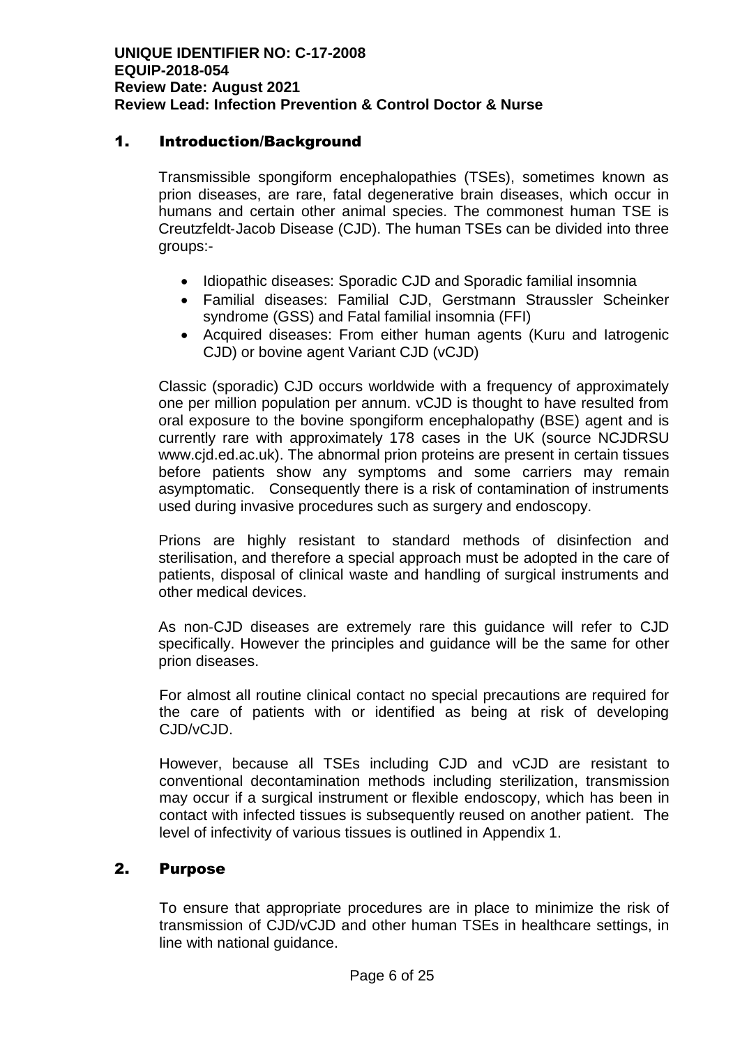**UNIQUE IDENTIFIER NO: C-17-2008**
**EQUIP-2018-054**
**Review Date: August 2021**
**Review Lead: Infection Prevention & Control Doctor & Nurse**

## 1. Introduction/Background

Transmissible spongiform encephalopathies (TSEs), sometimes known as prion diseases, are rare, fatal degenerative brain diseases, which occur in humans and certain other animal species. The commonest human TSE is Creutzfeldt-Jacob Disease (CJD). The human TSEs can be divided into three groups:-

- Idiopathic diseases: Sporadic CJD and Sporadic familial insomnia
- Familial diseases: Familial CJD, Gerstmann Straussler Scheinker syndrome (GSS) and Fatal familial insomnia (FFI)
- Acquired diseases: From either human agents (Kuru and Iatrogenic CJD) or bovine agent Variant CJD (vCJD)

Classic (sporadic) CJD occurs worldwide with a frequency of approximately one per million population per annum. vCJD is thought to have resulted from oral exposure to the bovine spongiform encephalopathy (BSE) agent and is currently rare with approximately 178 cases in the UK (source NCJDRSU www.cjd.ed.ac.uk). The abnormal prion proteins are present in certain tissues before patients show any symptoms and some carriers may remain asymptomatic. Consequently there is a risk of contamination of instruments used during invasive procedures such as surgery and endoscopy.

Prions are highly resistant to standard methods of disinfection and sterilisation, and therefore a special approach must be adopted in the care of patients, disposal of clinical waste and handling of surgical instruments and other medical devices.

As non-CJD diseases are extremely rare this guidance will refer to CJD specifically. However the principles and guidance will be the same for other prion diseases.

For almost all routine clinical contact no special precautions are required for the care of patients with or identified as being at risk of developing CJD/vCJD.

However, because all TSEs including CJD and vCJD are resistant to conventional decontamination methods including sterilization, transmission may occur if a surgical instrument or flexible endoscopy, which has been in contact with infected tissues is subsequently reused on another patient. The level of infectivity of various tissues is outlined in Appendix 1.

## 2. Purpose

To ensure that appropriate procedures are in place to minimize the risk of transmission of CJD/vCJD and other human TSEs in healthcare settings, in line with national guidance.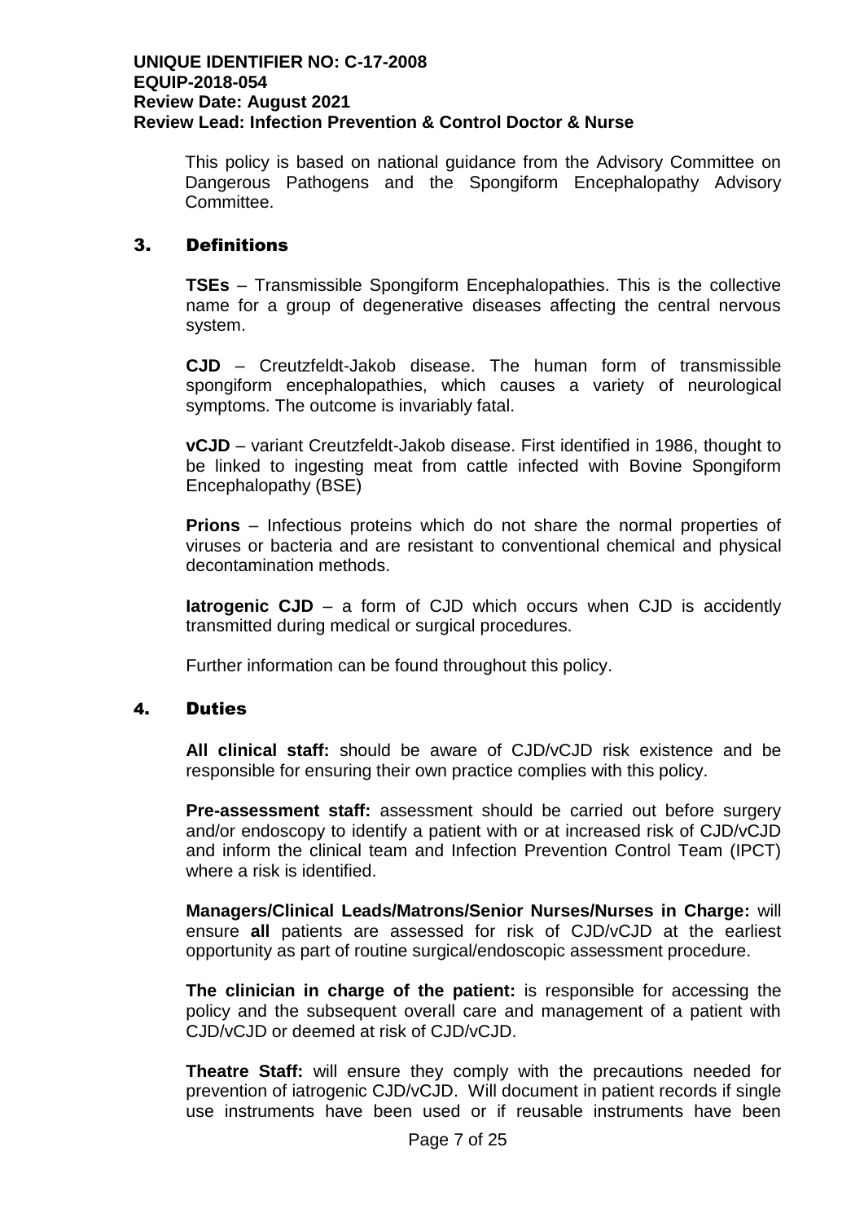This policy is based on national guidance from the Advisory Committee on Dangerous Pathogens and the Spongiform Encephalopathy Advisory Committee.

## 3. Definitions

**TSEs** – Transmissible Spongiform Encephalopathies. This is the collective name for a group of degenerative diseases affecting the central nervous system.

**CJD** – Creutzfeldt-Jakob disease. The human form of transmissible spongiform encephalopathies, which causes a variety of neurological symptoms. The outcome is invariably fatal.

**vCJD** – variant Creutzfeldt-Jakob disease. First identified in 1986, thought to be linked to ingesting meat from cattle infected with Bovine Spongiform Encephalopathy (BSE)

**Prions** – Infectious proteins which do not share the normal properties of viruses or bacteria and are resistant to conventional chemical and physical decontamination methods.

**Iatrogenic CJD** – a form of CJD which occurs when CJD is accidently transmitted during medical or surgical procedures.

Further information can be found throughout this policy.

## 4. Duties

**All clinical staff:** should be aware of CJD/vCJD risk existence and be responsible for ensuring their own practice complies with this policy.

**Pre-assessment staff:** assessment should be carried out before surgery and/or endoscopy to identify a patient with or at increased risk of CJD/vCJD and inform the clinical team and Infection Prevention Control Team (IPCT) where a risk is identified.

**Managers/Clinical Leads/Matrons/Senior Nurses/Nurses in Charge:** will ensure **all** patients are assessed for risk of CJD/vCJD at the earliest opportunity as part of routine surgical/endoscopic assessment procedure.

**The clinician in charge of the patient:** is responsible for accessing the policy and the subsequent overall care and management of a patient with CJD/vCJD or deemed at risk of CJD/vCJD.

**Theatre Staff:** will ensure they comply with the precautions needed for prevention of iatrogenic CJD/vCJD. Will document in patient records if single use instruments have been used or if reusable instruments have been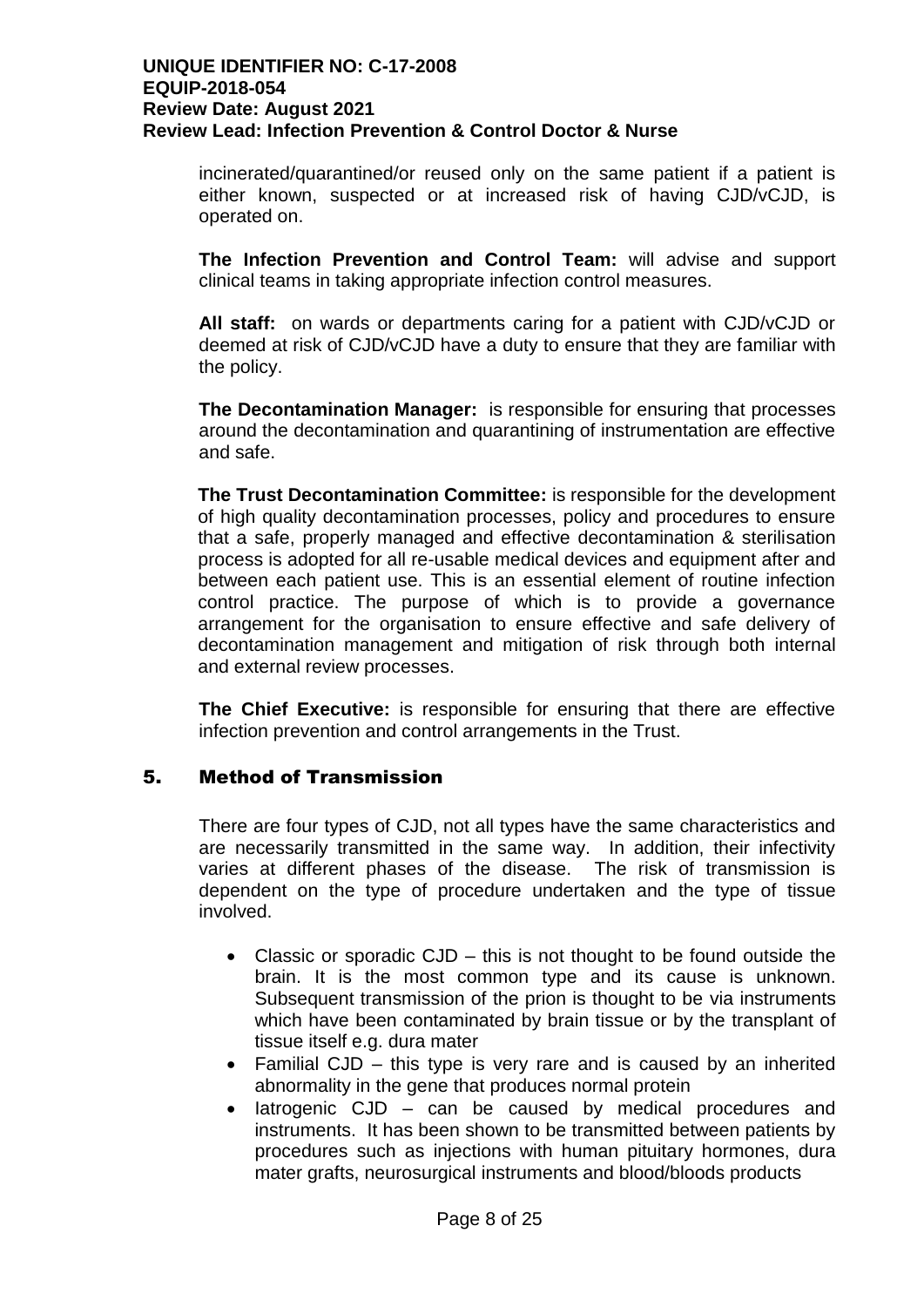incinerated/quarantined/or reused only on the same patient if a patient is either known, suspected or at increased risk of having CJD/vCJD, is operated on.

**The Infection Prevention and Control Team:** will advise and support clinical teams in taking appropriate infection control measures.

**All staff:** on wards or departments caring for a patient with CJD/vCJD or deemed at risk of CJD/vCJD have a duty to ensure that they are familiar with the policy.

**The Decontamination Manager:** is responsible for ensuring that processes around the decontamination and quarantining of instrumentation are effective and safe.

**The Trust Decontamination Committee:** is responsible for the development of high quality decontamination processes, policy and procedures to ensure that a safe, properly managed and effective decontamination & sterilisation process is adopted for all re-usable medical devices and equipment after and between each patient use. This is an essential element of routine infection control practice. The purpose of which is to provide a governance arrangement for the organisation to ensure effective and safe delivery of decontamination management and mitigation of risk through both internal and external review processes.

**The Chief Executive:** is responsible for ensuring that there are effective infection prevention and control arrangements in the Trust.

## 5. Method of Transmission

There are four types of CJD, not all types have the same characteristics and are necessarily transmitted in the same way. In addition, their infectivity varies at different phases of the disease. The risk of transmission is dependent on the type of procedure undertaken and the type of tissue involved.

- Classic or sporadic CJD – this is not thought to be found outside the brain. It is the most common type and its cause is unknown. Subsequent transmission of the prion is thought to be via instruments which have been contaminated by brain tissue or by the transplant of tissue itself e.g. dura mater
- Familial CJD – this type is very rare and is caused by an inherited abnormality in the gene that produces normal protein
- Iatrogenic CJD – can be caused by medical procedures and instruments. It has been shown to be transmitted between patients by procedures such as injections with human pituitary hormones, dura mater grafts, neurosurgical instruments and blood/bloods products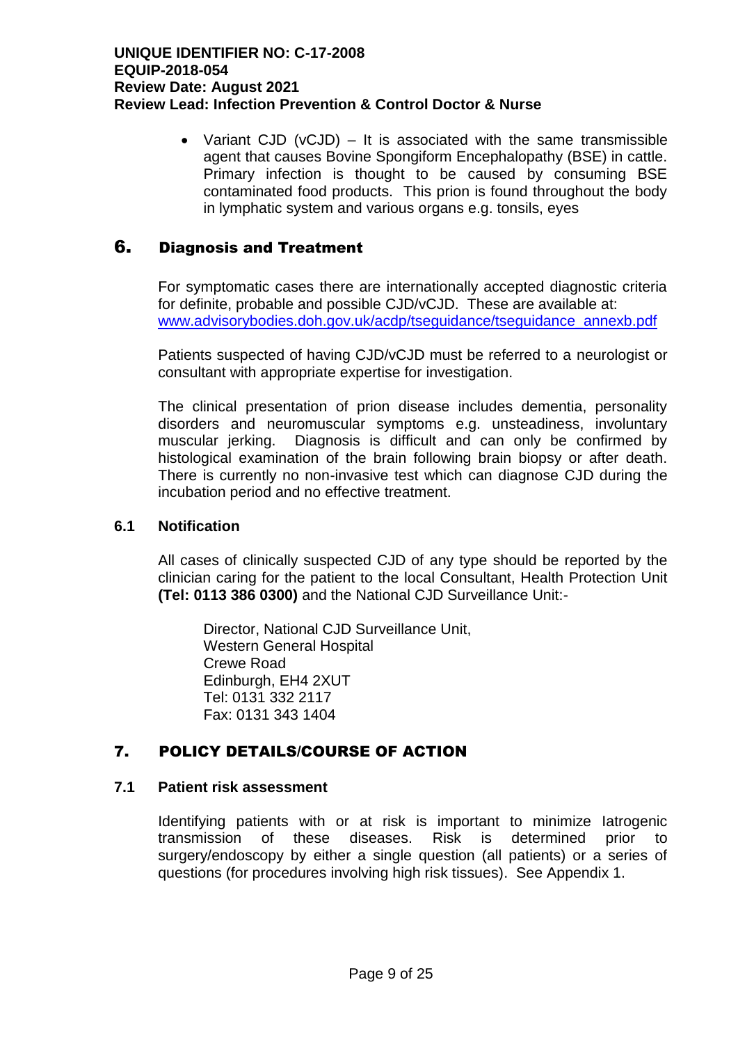- Variant CJD (vCJD) – It is associated with the same transmissible agent that causes Bovine Spongiform Encephalopathy (BSE) in cattle. Primary infection is thought to be caused by consuming BSE contaminated food products. This prion is found throughout the body in lymphatic system and various organs e.g. tonsils, eyes

## 6. Diagnosis and Treatment

For symptomatic cases there are internationally accepted diagnostic criteria for definite, probable and possible CJD/vCJD. These are available at: www.advisorybodies.doh.gov.uk/acdp/tseguidance/tseguidance_annexb.pdf

Patients suspected of having CJD/vCJD must be referred to a neurologist or consultant with appropriate expertise for investigation.

The clinical presentation of prion disease includes dementia, personality disorders and neuromuscular symptoms e.g. unsteadiness, involuntary muscular jerking. Diagnosis is difficult and can only be confirmed by histological examination of the brain following brain biopsy or after death. There is currently no non-invasive test which can diagnose CJD during the incubation period and no effective treatment.

### 6.1 Notification

All cases of clinically suspected CJD of any type should be reported by the clinician caring for the patient to the local Consultant, Health Protection Unit **(Tel: 0113 386 0300)** and the National CJD Surveillance Unit:-

Director, National CJD Surveillance Unit,
Western General Hospital
Crewe Road
Edinburgh, EH4 2XUT
Tel: 0131 332 2117
Fax: 0131 343 1404

## 7. POLICY DETAILS/COURSE OF ACTION

### 7.1 Patient risk assessment

Identifying patients with or at risk is important to minimize Iatrogenic transmission of these diseases. Risk is determined prior to surgery/endoscopy by either a single question (all patients) or a series of questions (for procedures involving high risk tissues). See Appendix 1.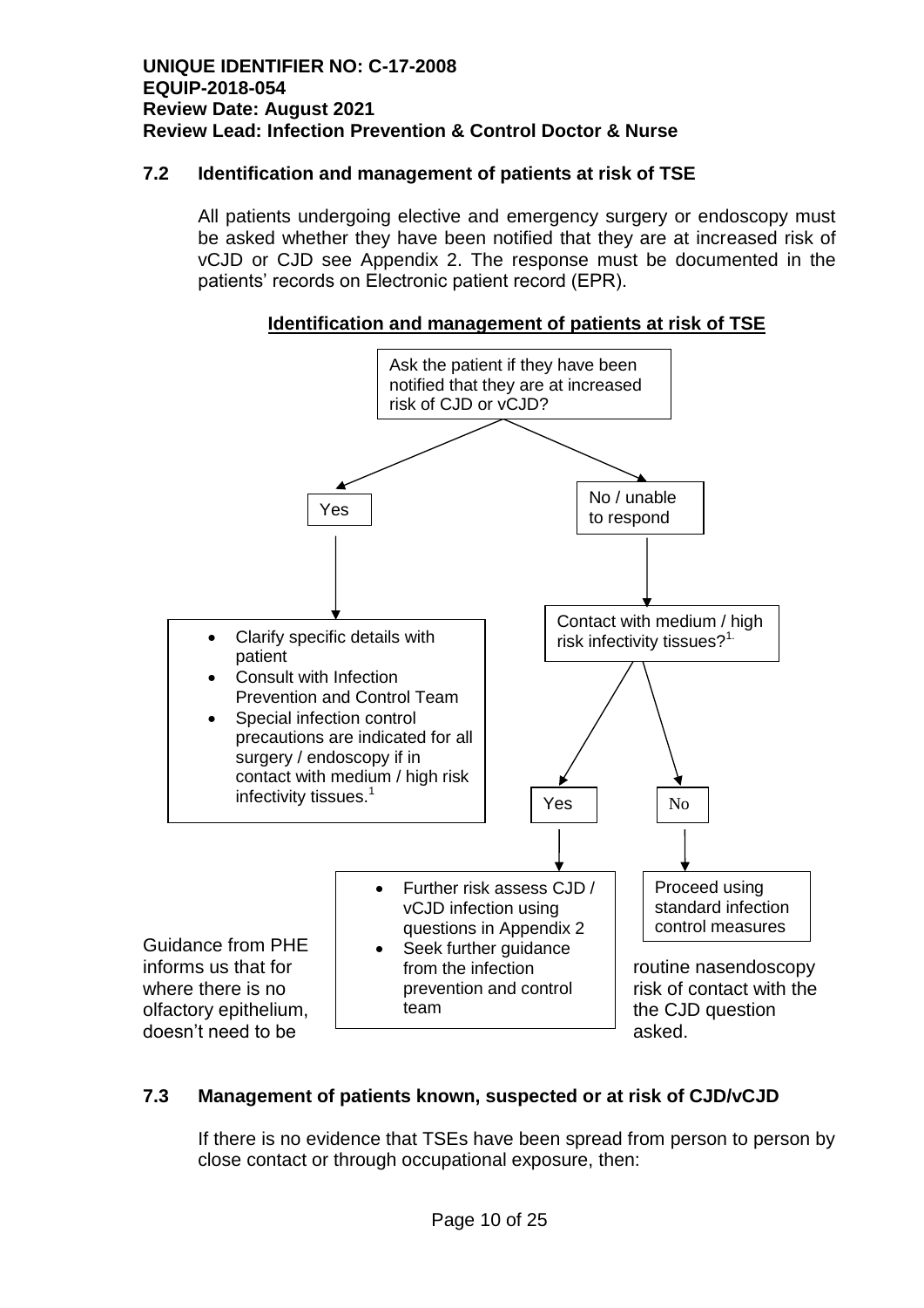### 7.2 Identification and management of patients at risk of TSE

All patients undergoing elective and emergency surgery or endoscopy must be asked whether they have been notified that they are at increased risk of vCJD or CJD see Appendix 2. The response must be documented in the patients' records on Electronic patient record (EPR).

**Identification and management of patients at risk of TSE**

Ask the patient if they have been notified that they are at increased risk of CJD or vCJD?

Yes

- Clarify specific details with patient
- Consult with Infection Prevention and Control Team
- Special infection control precautions are indicated for all surgery / endoscopy if in contact with medium / high risk infectivity tissues.[1]

No / unable to respond

Contact with medium / high risk infectivity tissues?[1.]

Yes

- Further risk assess CJD / vCJD infection using questions in Appendix 2
- Seek further guidance from the infection prevention and control team

No

Proceed using standard infection control measures

Guidance from PHE informs us that for routine nasendoscopy where there is no risk of contact with the olfactory epithelium, the CJD question doesn't need to be asked.

### 7.3 Management of patients known, suspected or at risk of CJD/vCJD

If there is no evidence that TSEs have been spread from person to person by close contact or through occupational exposure, then: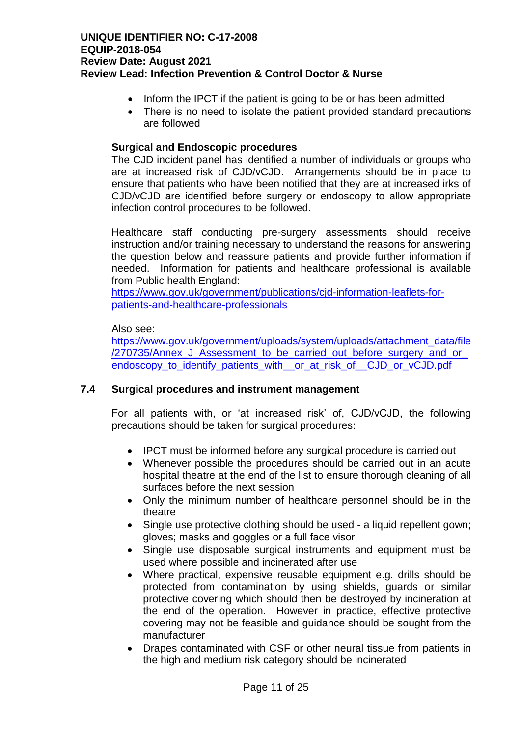- Inform the IPCT if the patient is going to be or has been admitted
- There is no need to isolate the patient provided standard precautions are followed

**Surgical and Endoscopic procedures**

The CJD incident panel has identified a number of individuals or groups who are at increased risk of CJD/vCJD. Arrangements should be in place to ensure that patients who have been notified that they are at increased irks of CJD/vCJD are identified before surgery or endoscopy to allow appropriate infection control procedures to be followed.

Healthcare staff conducting pre-surgery assessments should receive instruction and/or training necessary to understand the reasons for answering the question below and reassure patients and provide further information if needed. Information for patients and healthcare professional is available from Public health England: https://www.gov.uk/government/publications/cjd-information-leaflets-for-patients-and-healthcare-professionals

Also see:
https://www.gov.uk/government/uploads/system/uploads/attachment_data/file/270735/Annex_J_Assessment_to_be_carried_out_before_surgery_and_or_endoscopy_to_identify_patients_with__or_at_risk_of__CJD_or_vCJD.pdf

## 7.4 Surgical procedures and instrument management

For all patients with, or 'at increased risk' of, CJD/vCJD, the following precautions should be taken for surgical procedures:

- IPCT must be informed before any surgical procedure is carried out
- Whenever possible the procedures should be carried out in an acute hospital theatre at the end of the list to ensure thorough cleaning of all surfaces before the next session
- Only the minimum number of healthcare personnel should be in the theatre
- Single use protective clothing should be used - a liquid repellent gown; gloves; masks and goggles or a full face visor
- Single use disposable surgical instruments and equipment must be used where possible and incinerated after use
- Where practical, expensive reusable equipment e.g. drills should be protected from contamination by using shields, guards or similar protective covering which should then be destroyed by incineration at the end of the operation. However in practice, effective protective covering may not be feasible and guidance should be sought from the manufacturer
- Drapes contaminated with CSF or other neural tissue from patients in the high and medium risk category should be incinerated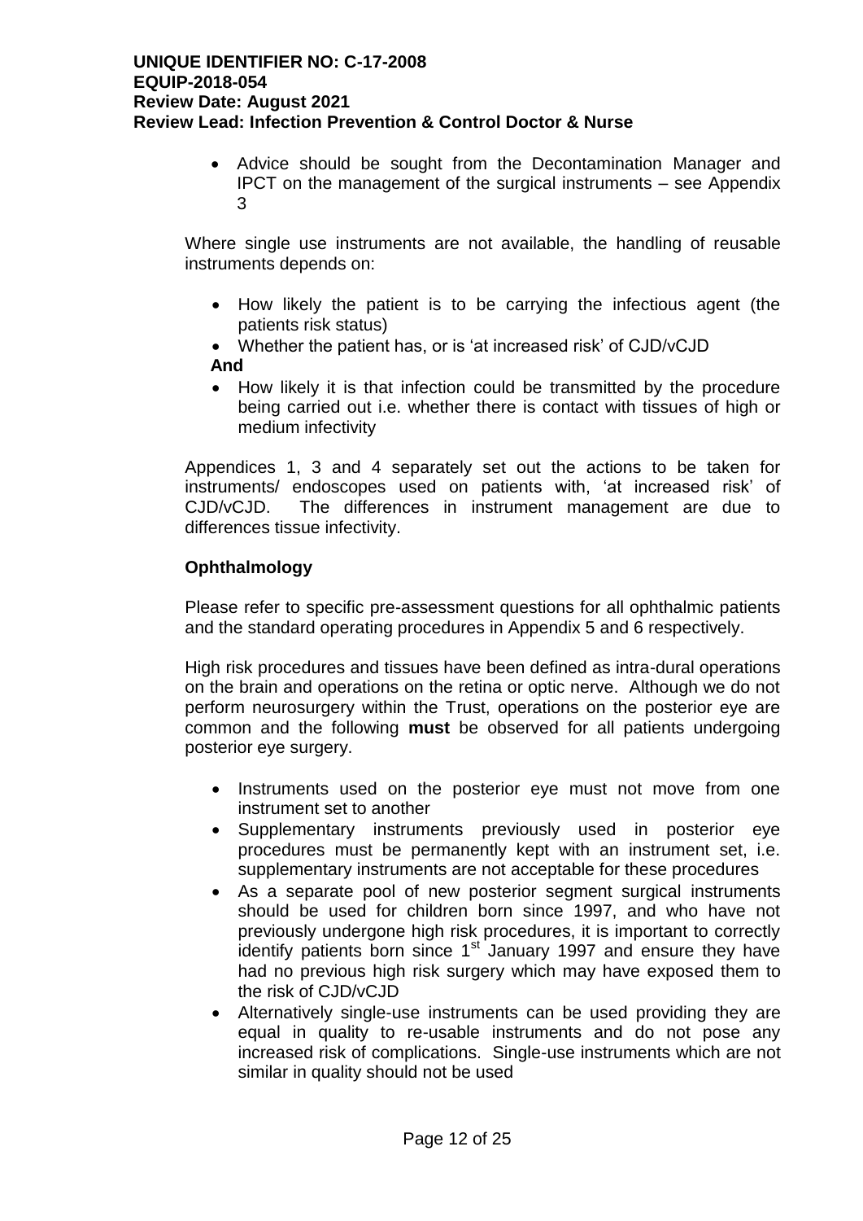- Advice should be sought from the Decontamination Manager and IPCT on the management of the surgical instruments – see Appendix 3

Where single use instruments are not available, the handling of reusable instruments depends on:

- How likely the patient is to be carrying the infectious agent (the patients risk status)
- Whether the patient has, or is 'at increased risk' of CJD/vCJD

**And**

- How likely it is that infection could be transmitted by the procedure being carried out i.e. whether there is contact with tissues of high or medium infectivity

Appendices 1, 3 and 4 separately set out the actions to be taken for instruments/ endoscopes used on patients with, 'at increased risk' of CJD/vCJD. The differences in instrument management are due to differences tissue infectivity.

**Ophthalmology**

Please refer to specific pre-assessment questions for all ophthalmic patients and the standard operating procedures in Appendix 5 and 6 respectively.

High risk procedures and tissues have been defined as intra-dural operations on the brain and operations on the retina or optic nerve. Although we do not perform neurosurgery within the Trust, operations on the posterior eye are common and the following **must** be observed for all patients undergoing posterior eye surgery.

- Instruments used on the posterior eye must not move from one instrument set to another
- Supplementary instruments previously used in posterior eye procedures must be permanently kept with an instrument set, i.e. supplementary instruments are not acceptable for these procedures
- As a separate pool of new posterior segment surgical instruments should be used for children born since 1997, and who have not previously undergone high risk procedures, it is important to correctly identify patients born since 1st January 1997 and ensure they have had no previous high risk surgery which may have exposed them to the risk of CJD/vCJD
- Alternatively single-use instruments can be used providing they are equal in quality to re-usable instruments and do not pose any increased risk of complications. Single-use instruments which are not similar in quality should not be used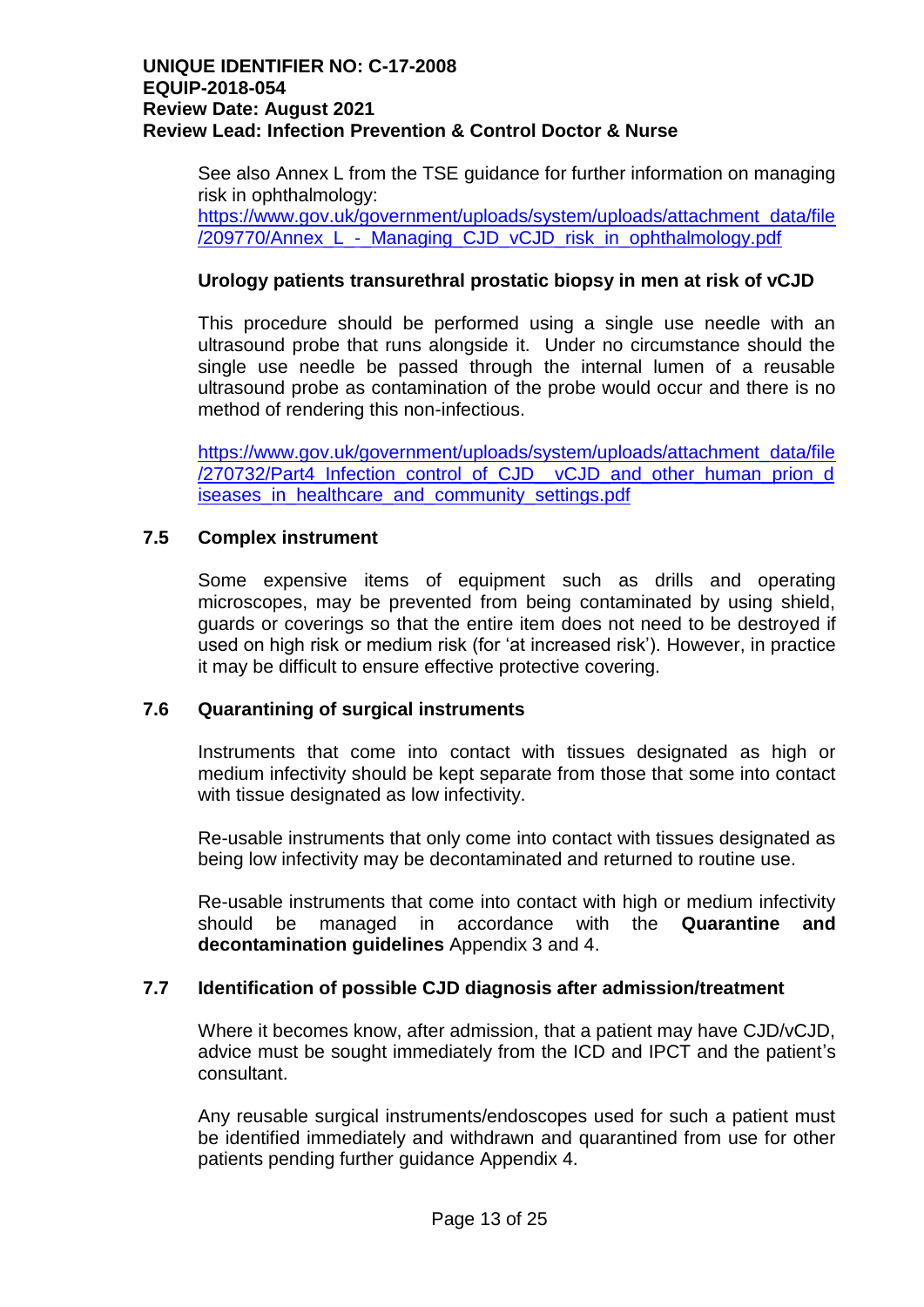See also Annex L from the TSE guidance for further information on managing risk in ophthalmology:
https://www.gov.uk/government/uploads/system/uploads/attachment_data/file/209770/Annex_L_-_Managing_CJD_vCJD_risk_in_ophthalmology.pdf

**Urology patients transurethral prostatic biopsy in men at risk of vCJD**

This procedure should be performed using a single use needle with an ultrasound probe that runs alongside it. Under no circumstance should the single use needle be passed through the internal lumen of a reusable ultrasound probe as contamination of the probe would occur and there is no method of rendering this non-infectious.

https://www.gov.uk/government/uploads/system/uploads/attachment_data/file/270732/Part4_Infection_control_of_CJD__vCJD_and_other_human_prion_diseases_in_healthcare_and_community_settings.pdf

### 7.5 Complex instrument

Some expensive items of equipment such as drills and operating microscopes, may be prevented from being contaminated by using shield, guards or coverings so that the entire item does not need to be destroyed if used on high risk or medium risk (for 'at increased risk'). However, in practice it may be difficult to ensure effective protective covering.

### 7.6 Quarantining of surgical instruments

Instruments that come into contact with tissues designated as high or medium infectivity should be kept separate from those that some into contact with tissue designated as low infectivity.

Re-usable instruments that only come into contact with tissues designated as being low infectivity may be decontaminated and returned to routine use.

Re-usable instruments that come into contact with high or medium infectivity should be managed in accordance with the **Quarantine and decontamination guidelines** Appendix 3 and 4.

### 7.7 Identification of possible CJD diagnosis after admission/treatment

Where it becomes know, after admission, that a patient may have CJD/vCJD, advice must be sought immediately from the ICD and IPCT and the patient's consultant.

Any reusable surgical instruments/endoscopes used for such a patient must be identified immediately and withdrawn and quarantined from use for other patients pending further guidance Appendix 4.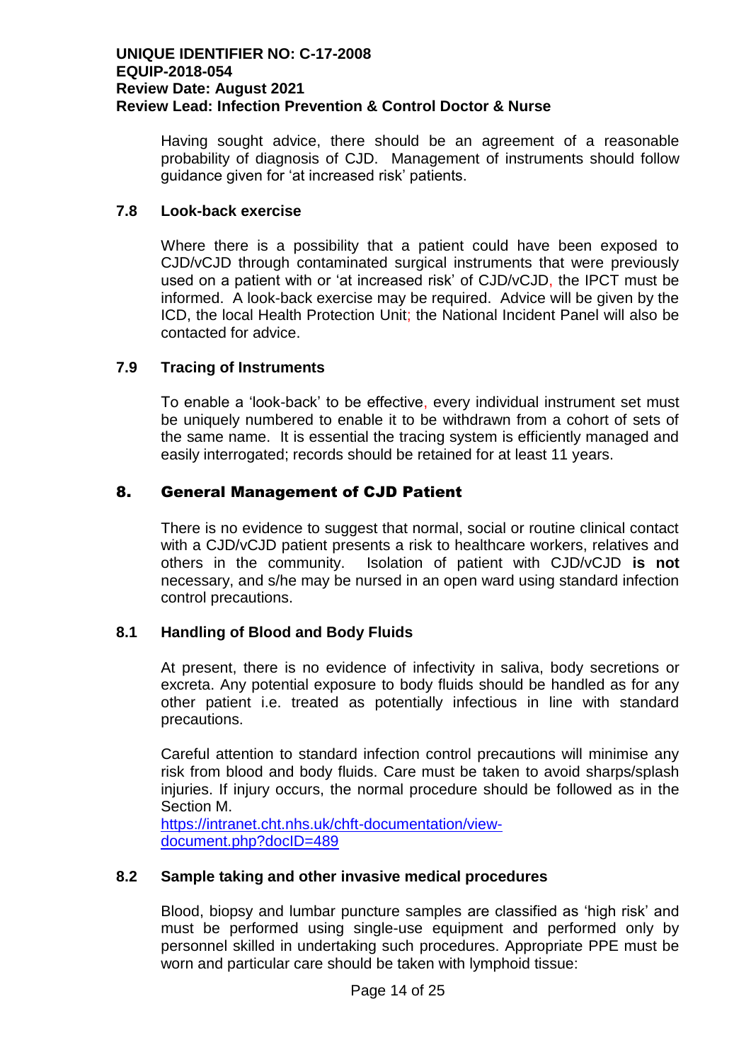Having sought advice, there should be an agreement of a reasonable probability of diagnosis of CJD. Management of instruments should follow guidance given for 'at increased risk' patients.

### 7.8 Look-back exercise

Where there is a possibility that a patient could have been exposed to CJD/vCJD through contaminated surgical instruments that were previously used on a patient with or 'at increased risk' of CJD/vCJD, the IPCT must be informed. A look-back exercise may be required. Advice will be given by the ICD, the local Health Protection Unit; the National Incident Panel will also be contacted for advice.

### 7.9 Tracing of Instruments

To enable a 'look-back' to be effective, every individual instrument set must be uniquely numbered to enable it to be withdrawn from a cohort of sets of the same name. It is essential the tracing system is efficiently managed and easily interrogated; records should be retained for at least 11 years.

## 8. General Management of CJD Patient

There is no evidence to suggest that normal, social or routine clinical contact with a CJD/vCJD patient presents a risk to healthcare workers, relatives and others in the community. Isolation of patient with CJD/vCJD **is not** necessary, and s/he may be nursed in an open ward using standard infection control precautions.

### 8.1 Handling of Blood and Body Fluids

At present, there is no evidence of infectivity in saliva, body secretions or excreta. Any potential exposure to body fluids should be handled as for any other patient i.e. treated as potentially infectious in line with standard precautions.

Careful attention to standard infection control precautions will minimise any risk from blood and body fluids. Care must be taken to avoid sharps/splash injuries. If injury occurs, the normal procedure should be followed as in the Section M.
https://intranet.cht.nhs.uk/chft-documentation/view-document.php?docID=489

### 8.2 Sample taking and other invasive medical procedures

Blood, biopsy and lumbar puncture samples are classified as 'high risk' and must be performed using single-use equipment and performed only by personnel skilled in undertaking such procedures. Appropriate PPE must be worn and particular care should be taken with lymphoid tissue: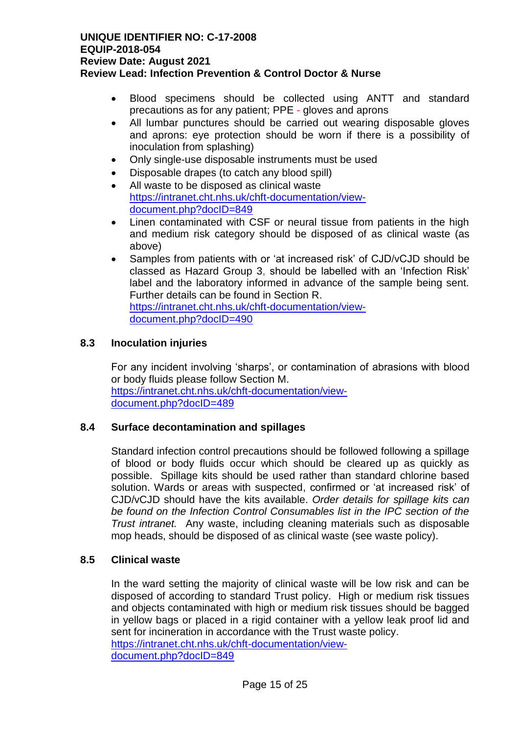- Blood specimens should be collected using ANTT and standard precautions as for any patient; PPE - gloves and aprons
- All lumbar punctures should be carried out wearing disposable gloves and aprons: eye protection should be worn if there is a possibility of inoculation from splashing)
- Only single-use disposable instruments must be used
- Disposable drapes (to catch any blood spill)
- All waste to be disposed as clinical waste https://intranet.cht.nhs.uk/chft-documentation/view-document.php?docID=849
- Linen contaminated with CSF or neural tissue from patients in the high and medium risk category should be disposed of as clinical waste (as above)
- Samples from patients with or 'at increased risk' of CJD/vCJD should be classed as Hazard Group 3, should be labelled with an 'Infection Risk' label and the laboratory informed in advance of the sample being sent. Further details can be found in Section R. https://intranet.cht.nhs.uk/chft-documentation/view-document.php?docID=490

### 8.3 Inoculation injuries

For any incident involving 'sharps', or contamination of abrasions with blood or body fluids please follow Section M. https://intranet.cht.nhs.uk/chft-documentation/view-document.php?docID=489

### 8.4 Surface decontamination and spillages

Standard infection control precautions should be followed following a spillage of blood or body fluids occur which should be cleared up as quickly as possible. Spillage kits should be used rather than standard chlorine based solution. Wards or areas with suspected, confirmed or 'at increased risk' of CJD/vCJD should have the kits available. *Order details for spillage kits can be found on the Infection Control Consumables list in the IPC section of the Trust intranet.* Any waste, including cleaning materials such as disposable mop heads, should be disposed of as clinical waste (see waste policy).

### 8.5 Clinical waste

In the ward setting the majority of clinical waste will be low risk and can be disposed of according to standard Trust policy. High or medium risk tissues and objects contaminated with high or medium risk tissues should be bagged in yellow bags or placed in a rigid container with a yellow leak proof lid and sent for incineration in accordance with the Trust waste policy. https://intranet.cht.nhs.uk/chft-documentation/view-document.php?docID=849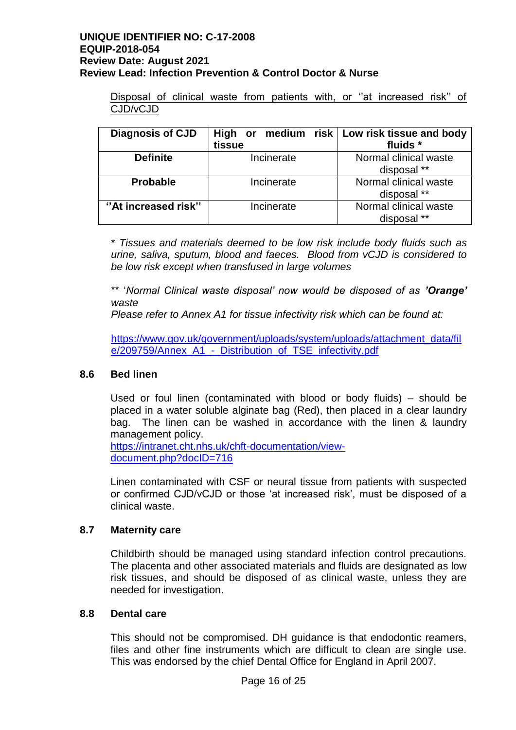Disposal of clinical waste from patients with, or ''at increased risk'' of CJD/vCJD

| Diagnosis of CJD | High or medium risk tissue | Low risk tissue and body fluids * |
|---|---|---|
| **Definite** | Incinerate | Normal clinical waste disposal ** |
| **Probable** | Incinerate | Normal clinical waste disposal ** |
| **''At increased risk''** | Incinerate | Normal clinical waste disposal ** |

*\* Tissues and materials deemed to be low risk include body fluids such as urine, saliva, sputum, blood and faeces. Blood from vCJD is considered to be low risk except when transfused in large volumes*

*\*\* 'Normal Clinical waste disposal' now would be disposed of as **'Orange'** waste*
*Please refer to Annex A1 for tissue infectivity risk which can be found at:*

https://www.gov.uk/government/uploads/system/uploads/attachment_data/file/209759/Annex_A1_-_Distribution_of_TSE_infectivity.pdf

### 8.6 Bed linen

Used or foul linen (contaminated with blood or body fluids) – should be placed in a water soluble alginate bag (Red), then placed in a clear laundry bag. The linen can be washed in accordance with the linen & laundry management policy.
https://intranet.cht.nhs.uk/chft-documentation/view-document.php?docID=716

Linen contaminated with CSF or neural tissue from patients with suspected or confirmed CJD/vCJD or those 'at increased risk', must be disposed of a clinical waste.

### 8.7 Maternity care

Childbirth should be managed using standard infection control precautions. The placenta and other associated materials and fluids are designated as low risk tissues, and should be disposed of as clinical waste, unless they are needed for investigation.

### 8.8 Dental care

This should not be compromised. DH guidance is that endodontic reamers, files and other fine instruments which are difficult to clean are single use. This was endorsed by the chief Dental Office for England in April 2007.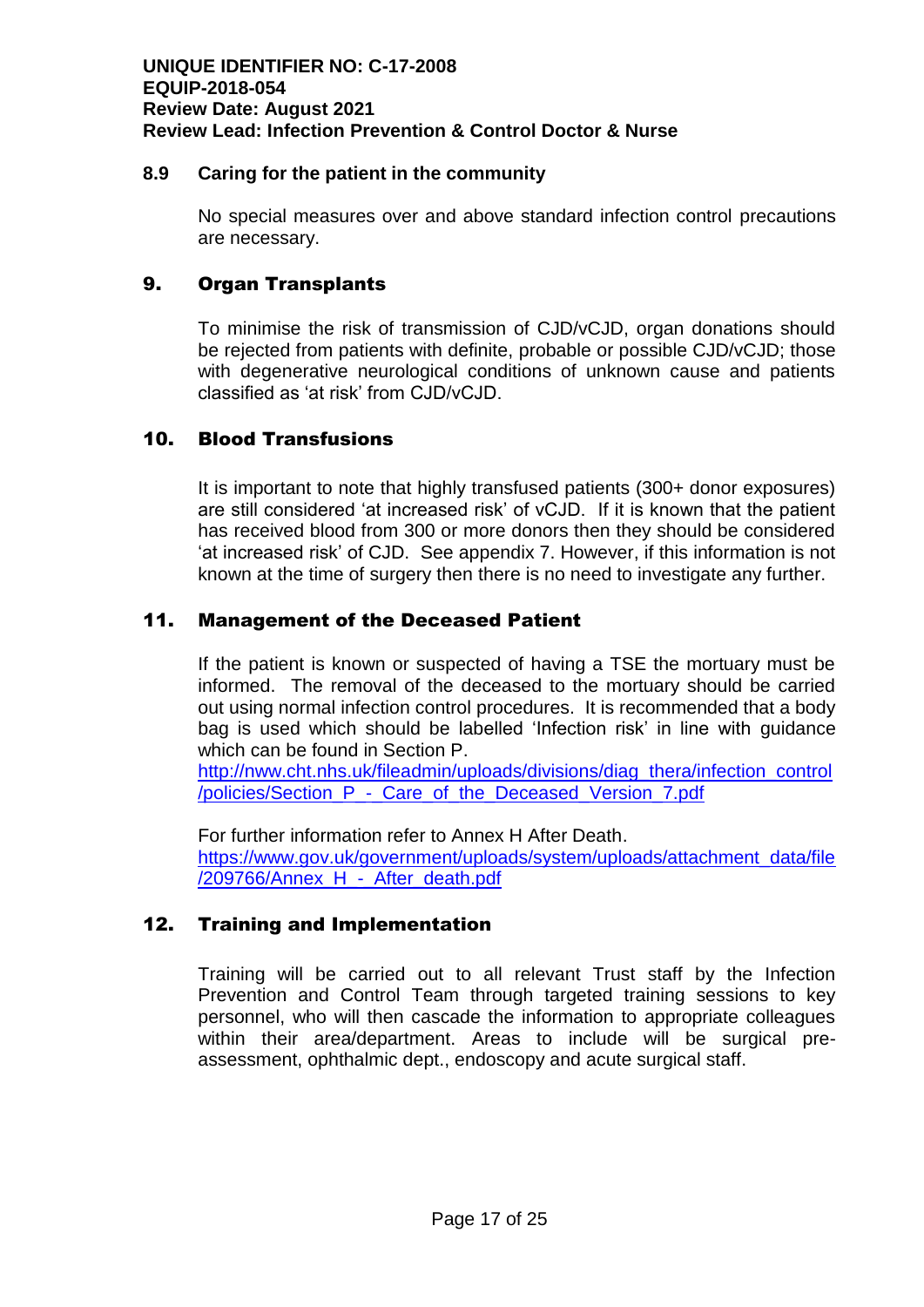### 8.9 Caring for the patient in the community

No special measures over and above standard infection control precautions are necessary.

## 9. Organ Transplants

To minimise the risk of transmission of CJD/vCJD, organ donations should be rejected from patients with definite, probable or possible CJD/vCJD; those with degenerative neurological conditions of unknown cause and patients classified as 'at risk' from CJD/vCJD.

## 10. Blood Transfusions

It is important to note that highly transfused patients (300+ donor exposures) are still considered 'at increased risk' of vCJD. If it is known that the patient has received blood from 300 or more donors then they should be considered 'at increased risk' of CJD. See appendix 7. However, if this information is not known at the time of surgery then there is no need to investigate any further.

## 11. Management of the Deceased Patient

If the patient is known or suspected of having a TSE the mortuary must be informed. The removal of the deceased to the mortuary should be carried out using normal infection control procedures. It is recommended that a body bag is used which should be labelled 'Infection risk' in line with guidance which can be found in Section P.
http://nww.cht.nhs.uk/fileadmin/uploads/divisions/diag_thera/infection_control/policies/Section_P_-_Care_of_the_Deceased_Version_7.pdf

For further information refer to Annex H After Death.
https://www.gov.uk/government/uploads/system/uploads/attachment_data/file/209766/Annex_H_-_After_death.pdf

## 12. Training and Implementation

Training will be carried out to all relevant Trust staff by the Infection Prevention and Control Team through targeted training sessions to key personnel, who will then cascade the information to appropriate colleagues within their area/department. Areas to include will be surgical pre-assessment, ophthalmic dept., endoscopy and acute surgical staff.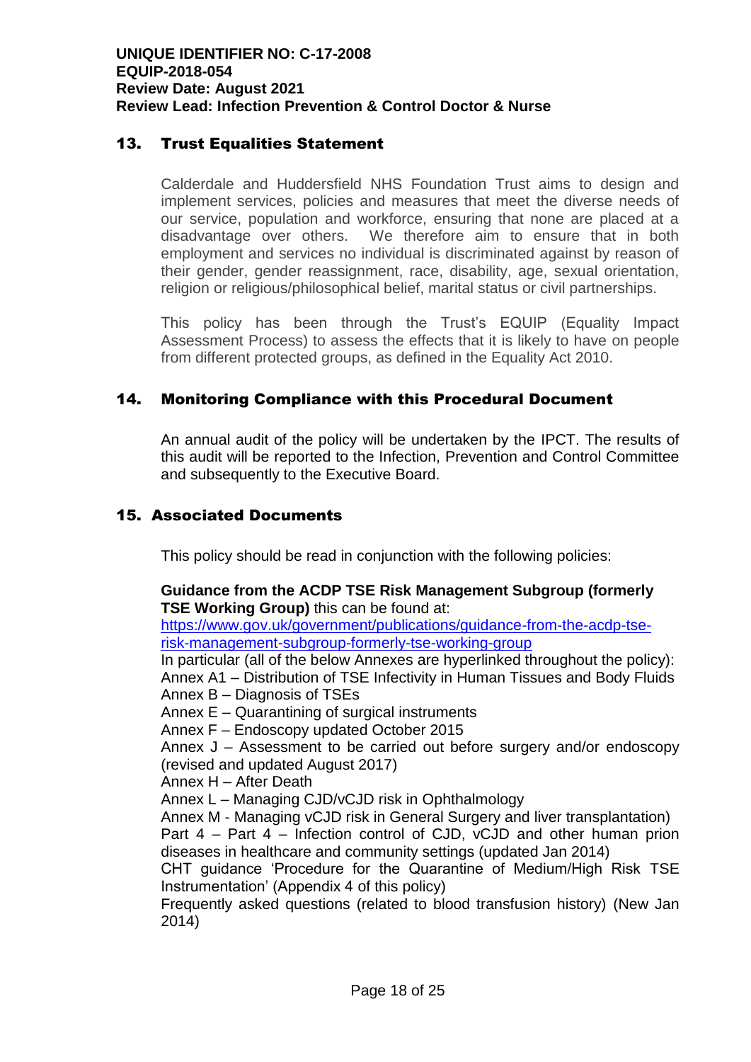## 13. Trust Equalities Statement

Calderdale and Huddersfield NHS Foundation Trust aims to design and implement services, policies and measures that meet the diverse needs of our service, population and workforce, ensuring that none are placed at a disadvantage over others. We therefore aim to ensure that in both employment and services no individual is discriminated against by reason of their gender, gender reassignment, race, disability, age, sexual orientation, religion or religious/philosophical belief, marital status or civil partnerships.

This policy has been through the Trust's EQUIP (Equality Impact Assessment Process) to assess the effects that it is likely to have on people from different protected groups, as defined in the Equality Act 2010.

## 14. Monitoring Compliance with this Procedural Document

An annual audit of the policy will be undertaken by the IPCT. The results of this audit will be reported to the Infection, Prevention and Control Committee and subsequently to the Executive Board.

## 15. Associated Documents

This policy should be read in conjunction with the following policies:

**Guidance from the ACDP TSE Risk Management Subgroup (formerly TSE Working Group)** this can be found at:
https://www.gov.uk/government/publications/guidance-from-the-acdp-tse-risk-management-subgroup-formerly-tse-working-group
In particular (all of the below Annexes are hyperlinked throughout the policy):
Annex A1 – Distribution of TSE Infectivity in Human Tissues and Body Fluids
Annex B – Diagnosis of TSEs
Annex E – Quarantining of surgical instruments
Annex F – Endoscopy updated October 2015
Annex J – Assessment to be carried out before surgery and/or endoscopy (revised and updated August 2017)
Annex H – After Death
Annex L – Managing CJD/vCJD risk in Ophthalmology
Annex M - Managing vCJD risk in General Surgery and liver transplantation)
Part 4 – Part 4 – Infection control of CJD, vCJD and other human prion diseases in healthcare and community settings (updated Jan 2014)
CHT guidance 'Procedure for the Quarantine of Medium/High Risk TSE Instrumentation' (Appendix 4 of this policy)
Frequently asked questions (related to blood transfusion history) (New Jan 2014)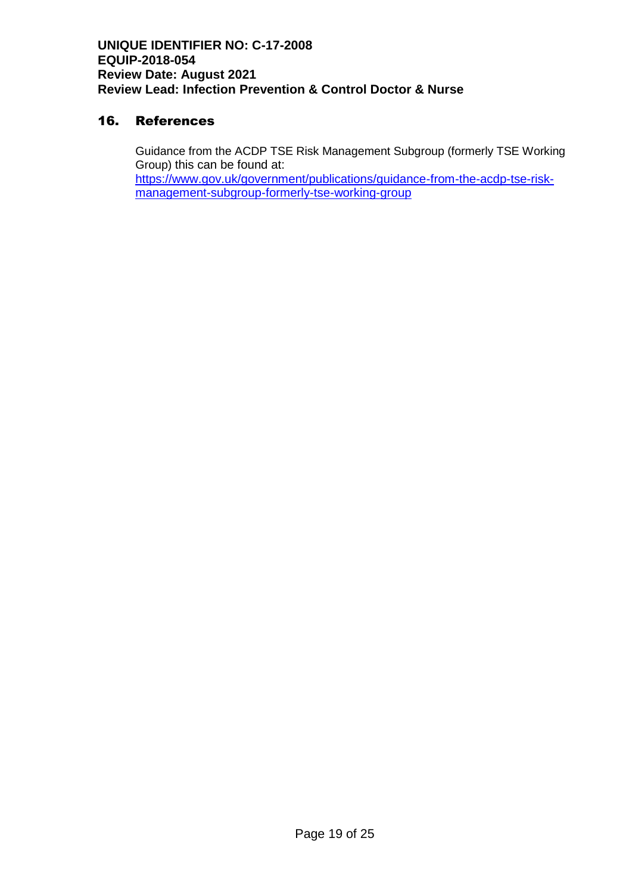## 16. References

Guidance from the ACDP TSE Risk Management Subgroup (formerly TSE Working Group) this can be found at:
https://www.gov.uk/government/publications/guidance-from-the-acdp-tse-risk-management-subgroup-formerly-tse-working-group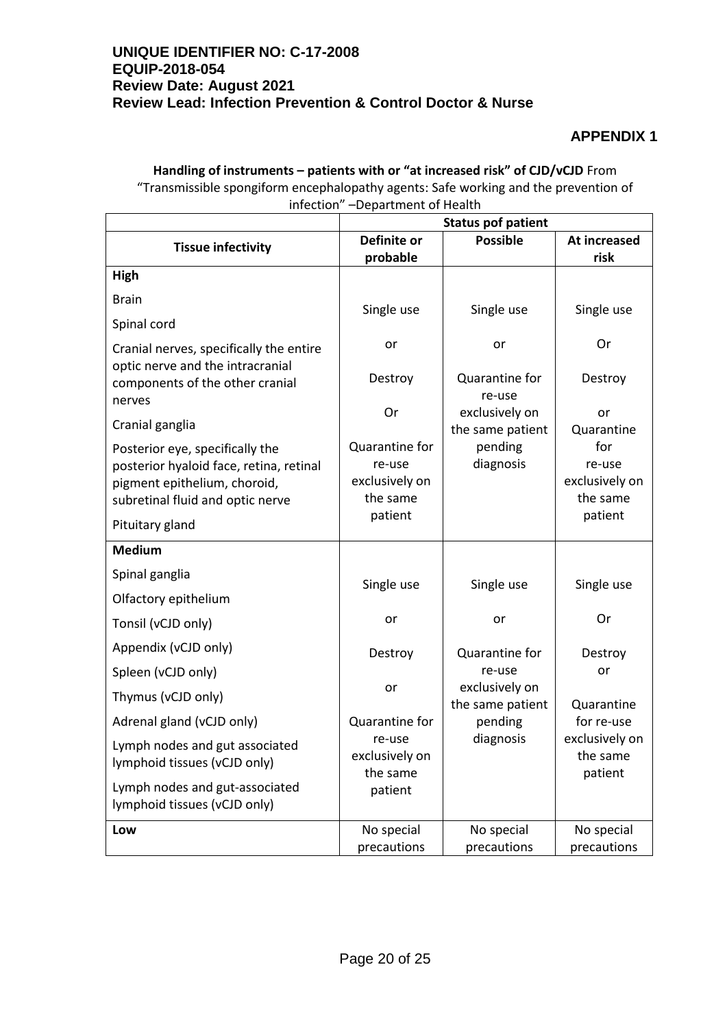**APPENDIX 1**

**Handling of instruments – patients with or "at increased risk" of CJD/vCJD** From "Transmissible spongiform encephalopathy agents: Safe working and the prevention of infection" –Department of Health

| | Status pof patient | | |
|---|---|---|---|
| **Tissue infectivity** | **Definite or probable** | **Possible** | **At increased risk** |
| **High**<br><br>Brain<br><br>Spinal cord<br><br>Cranial nerves, specifically the entire optic nerve and the intracranial components of the other cranial nerves<br><br>Cranial ganglia<br><br>Posterior eye, specifically the posterior hyaloid face, retina, retinal pigment epithelium, choroid, subretinal fluid and optic nerve<br><br>Pituitary gland | Single use<br><br>or<br><br>Destroy<br><br>Or<br><br>Quarantine for re-use exclusively on the same patient | Single use<br><br>or<br><br>Quarantine for re-use exclusively on the same patient pending diagnosis | Single use<br><br>Or<br><br>Destroy<br><br>or Quarantine for re-use exclusively on the same patient |
| **Medium**<br><br>Spinal ganglia<br><br>Olfactory epithelium<br><br>Tonsil (vCJD only)<br><br>Appendix (vCJD only)<br><br>Spleen (vCJD only)<br><br>Thymus (vCJD only)<br><br>Adrenal gland (vCJD only)<br><br>Lymph nodes and gut associated lymphoid tissues (vCJD only)<br><br>Lymph nodes and gut-associated lymphoid tissues (vCJD only) | Single use<br><br>or<br><br>Destroy<br><br>or<br><br>Quarantine for re-use exclusively on the same patient | Single use<br><br>or<br><br>Quarantine for re-use exclusively on the same patient pending diagnosis | Single use<br><br>Or<br><br>Destroy or<br><br>Quarantine for re-use exclusively on the same patient |
| **Low** | No special precautions | No special precautions | No special precautions |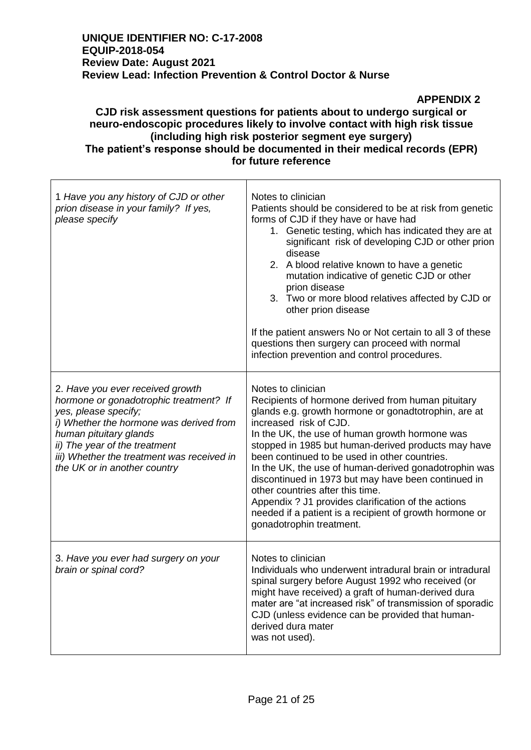**UNIQUE IDENTIFIER NO: C-17-2008**
**EQUIP-2018-054**
**Review Date: August 2021**
**Review Lead: Infection Prevention & Control Doctor & Nurse**

**APPENDIX 2**

## CJD risk assessment questions for patients about to undergo surgical or neuro-endoscopic procedures likely to involve contact with high risk tissue (including high risk posterior segment eye surgery)

**The patient's response should be documented in their medical records (EPR) for future reference**

| | |
|---|---|
| 1 *Have you any history of CJD or other prion disease in your family? If yes, please specify* | Notes to clinician<br>Patients should be considered to be at risk from genetic forms of CJD if they have or have had<br>1. Genetic testing, which has indicated they are at significant risk of developing CJD or other prion disease<br>2. A blood relative known to have a genetic mutation indicative of genetic CJD or other prion disease<br>3. Two or more blood relatives affected by CJD or other prion disease<br><br>If the patient answers No or Not certain to all 3 of these questions then surgery can proceed with normal infection prevention and control procedures. |
| 2. *Have you ever received growth hormone or gonadotrophic treatment? If yes, please specify;*<br>*i) Whether the hormone was derived from human pituitary glands*<br>*ii) The year of the treatment*<br>*iii) Whether the treatment was received in the UK or in another country* | Notes to clinician<br>Recipients of hormone derived from human pituitary glands e.g. growth hormone or gonadtotrophin, are at increased risk of CJD.<br>In the UK, the use of human growth hormone was stopped in 1985 but human-derived products may have been continued to be used in other countries.<br>In the UK, the use of human-derived gonadotrophin was discontinued in 1973 but may have been continued in other countries after this time.<br>Appendix ? J1 provides clarification of the actions needed if a patient is a recipient of growth hormone or gonadotrophin treatment. |
| 3. *Have you ever had surgery on your brain or spinal cord?* | Notes to clinician<br>Individuals who underwent intradural brain or intradural spinal surgery before August 1992 who received (or might have received) a graft of human-derived dura mater are "at increased risk" of transmission of sporadic CJD (unless evidence can be provided that human-derived dura mater was not used). |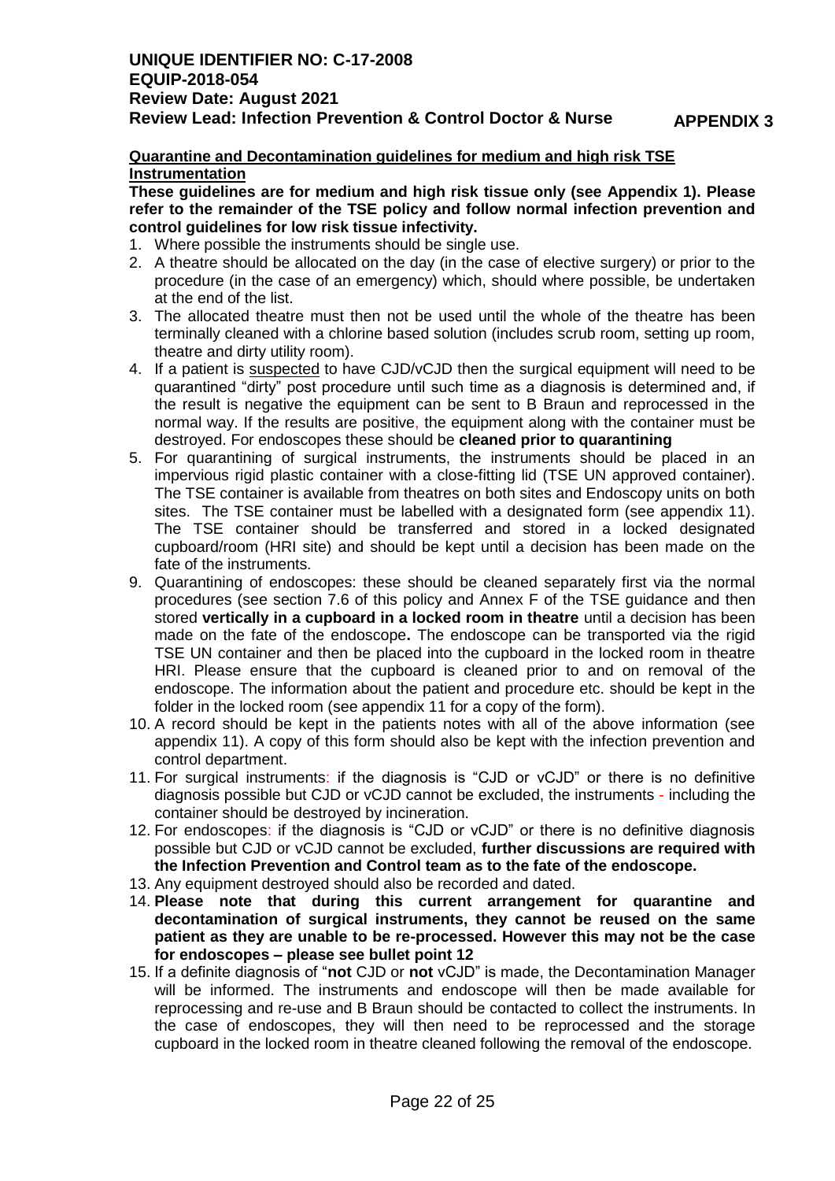**UNIQUE IDENTIFIER NO: C-17-2008**
**EQUIP-2018-054**
**Review Date: August 2021**
**Review Lead: Infection Prevention & Control Doctor & Nurse** **APPENDIX 3**

**Quarantine and Decontamination guidelines for medium and high risk TSE Instrumentation**

**These guidelines are for medium and high risk tissue only (see Appendix 1). Please refer to the remainder of the TSE policy and follow normal infection prevention and control guidelines for low risk tissue infectivity.**

1. Where possible the instruments should be single use.
2. A theatre should be allocated on the day (in the case of elective surgery) or prior to the procedure (in the case of an emergency) which, should where possible, be undertaken at the end of the list.
3. The allocated theatre must then not be used until the whole of the theatre has been terminally cleaned with a chlorine based solution (includes scrub room, setting up room, theatre and dirty utility room).
4. If a patient is suspected to have CJD/vCJD then the surgical equipment will need to be quarantined "dirty" post procedure until such time as a diagnosis is determined and, if the result is negative the equipment can be sent to B Braun and reprocessed in the normal way. If the results are positive, the equipment along with the container must be destroyed. For endoscopes these should be **cleaned prior to quarantining**
5. For quarantining of surgical instruments, the instruments should be placed in an impervious rigid plastic container with a close-fitting lid (TSE UN approved container). The TSE container is available from theatres on both sites and Endoscopy units on both sites. The TSE container must be labelled with a designated form (see appendix 11). The TSE container should be transferred and stored in a locked designated cupboard/room (HRI site) and should be kept until a decision has been made on the fate of the instruments.
9. Quarantining of endoscopes: these should be cleaned separately first via the normal procedures (see section 7.6 of this policy and Annex F of the TSE guidance and then stored **vertically in a cupboard in a locked room in theatre** until a decision has been made on the fate of the endoscope**.** The endoscope can be transported via the rigid TSE UN container and then be placed into the cupboard in the locked room in theatre HRI. Please ensure that the cupboard is cleaned prior to and on removal of the endoscope. The information about the patient and procedure etc. should be kept in the folder in the locked room (see appendix 11 for a copy of the form).
10. A record should be kept in the patients notes with all of the above information (see appendix 11). A copy of this form should also be kept with the infection prevention and control department.
11. For surgical instruments: if the diagnosis is "CJD or vCJD" or there is no definitive diagnosis possible but CJD or vCJD cannot be excluded, the instruments - including the container should be destroyed by incineration.
12. For endoscopes: if the diagnosis is "CJD or vCJD" or there is no definitive diagnosis possible but CJD or vCJD cannot be excluded, **further discussions are required with the Infection Prevention and Control team as to the fate of the endoscope.**
13. Any equipment destroyed should also be recorded and dated.
14. **Please note that during this current arrangement for quarantine and decontamination of surgical instruments, they cannot be reused on the same patient as they are unable to be re-processed. However this may not be the case for endoscopes – please see bullet point 12**
15. If a definite diagnosis of "**not** CJD or **not** vCJD" is made, the Decontamination Manager will be informed. The instruments and endoscope will then be made available for reprocessing and re-use and B Braun should be contacted to collect the instruments. In the case of endoscopes, they will then need to be reprocessed and the storage cupboard in the locked room in theatre cleaned following the removal of the endoscope.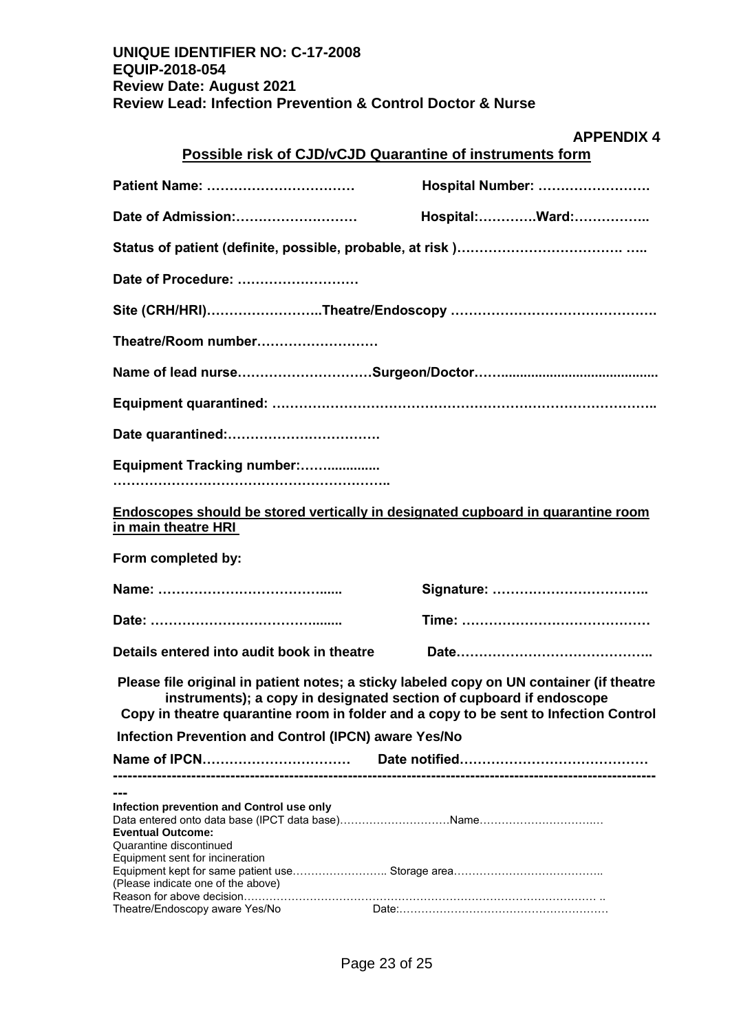**UNIQUE IDENTIFIER NO: C-17-2008**
**EQUIP-2018-054**
**Review Date: August 2021**
**Review Lead: Infection Prevention & Control Doctor & Nurse**

**APPENDIX 4**

## Possible risk of CJD/vCJD Quarantine of instruments form

**Patient Name: ……………………………** **Hospital Number: ……………………**

**Date of Admission:………………………** **Hospital:…………Ward:……………..**

**Status of patient (definite, possible, probable, at risk )………………………………. …..**

**Date of Procedure: ………………………**

**Site (CRH/HRI)……………………..Theatre/Endoscopy ………………………………………**

**Theatre/Room number………………………**

**Name of lead nurse…………………………Surgeon/Doctor…….........................................**

**Equipment quarantined: ……………………………………………………………………….**

**Date quarantined:…………………………….**

**Equipment Tracking number:…….............**
**……………………………………………………..**

**Endoscopes should be stored vertically in designated cupboard in quarantine room in main theatre HRI**

**Form completed by:**

**Name: …………………………………......** **Signature: ……………………………..**

**Date: …………………………………........** **Time: ……………………………………**

**Details entered into audit book in theatre** **Date……………………………………..**

**Please file original in patient notes; a sticky labeled copy on UN container (if theatre instruments); a copy in designated section of cupboard if endoscope Copy in theatre quarantine room in folder and a copy to be sent to Infection Control**

**Infection Prevention and Control (IPCN) aware Yes/No**

**Name of IPCN……………………………** **Date notified……………………………………**

---

**Infection prevention and Control use only**

Data entered onto data base (IPCT data base)…………………………Name……………………….….

**Eventual Outcome:**

Quarantine discontinued

Equipment sent for incineration

Equipment kept for same patient use…………………….. Storage area…………………………………..

(Please indicate one of the above)

Reason for above decision…………………………………………………………………………………… ..

Theatre/Endoscopy aware Yes/No Date:…………………………………………………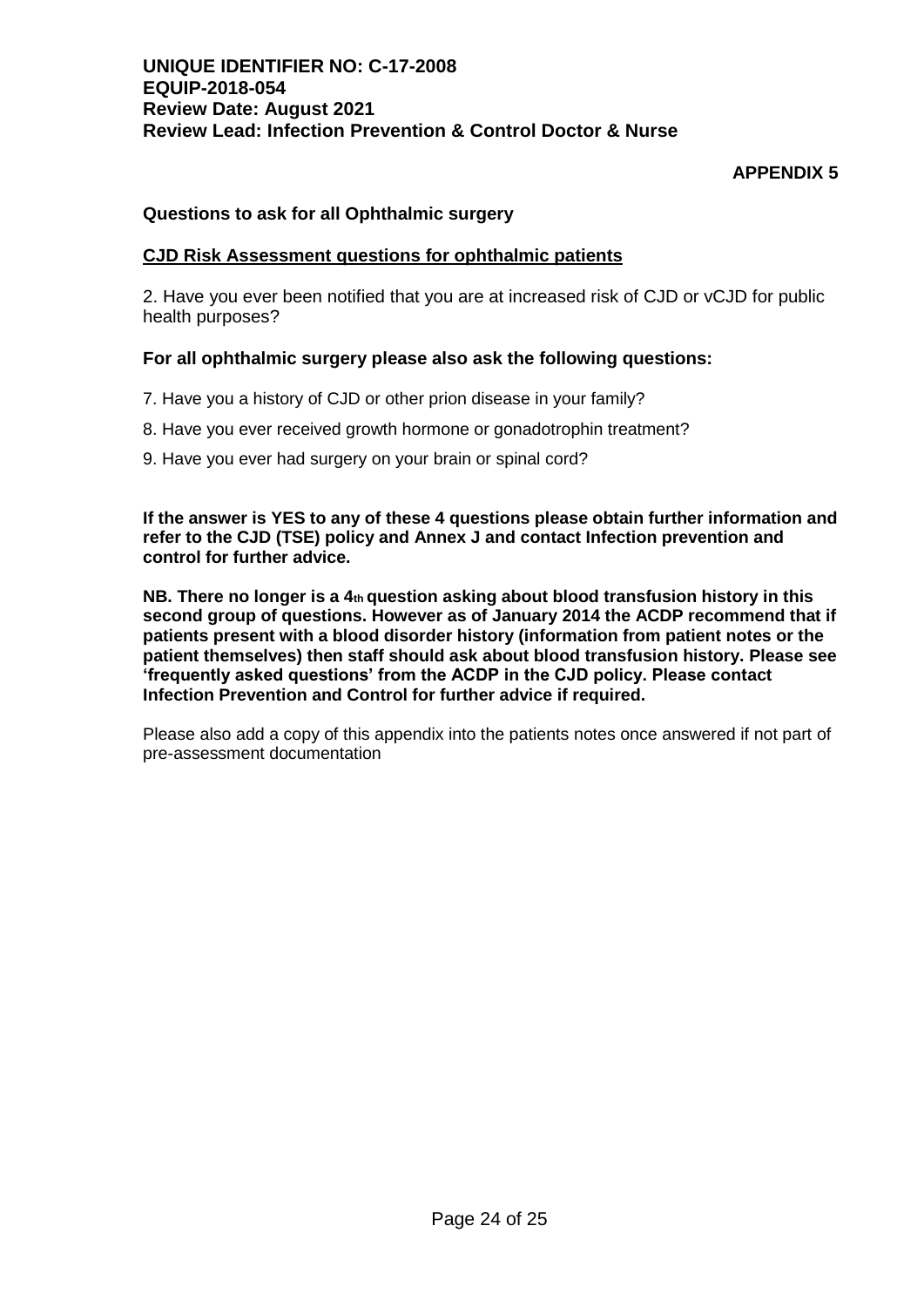**APPENDIX 5**

**Questions to ask for all Ophthalmic surgery**

**<u>CJD Risk Assessment questions for ophthalmic patients</u>**

2. Have you ever been notified that you are at increased risk of CJD or vCJD for public health purposes?

**For all ophthalmic surgery please also ask the following questions:**

7. Have you a history of CJD or other prion disease in your family?

8. Have you ever received growth hormone or gonadotrophin treatment?

9. Have you ever had surgery on your brain or spinal cord?

**If the answer is YES to any of these 4 questions please obtain further information and refer to the CJD (TSE) policy and Annex J and contact Infection prevention and control for further advice.**

**NB. There no longer is a 4th question asking about blood transfusion history in this second group of questions. However as of January 2014 the ACDP recommend that if patients present with a blood disorder history (information from patient notes or the patient themselves) then staff should ask about blood transfusion history. Please see 'frequently asked questions' from the ACDP in the CJD policy. Please contact Infection Prevention and Control for further advice if required.**

Please also add a copy of this appendix into the patients notes once answered if not part of pre-assessment documentation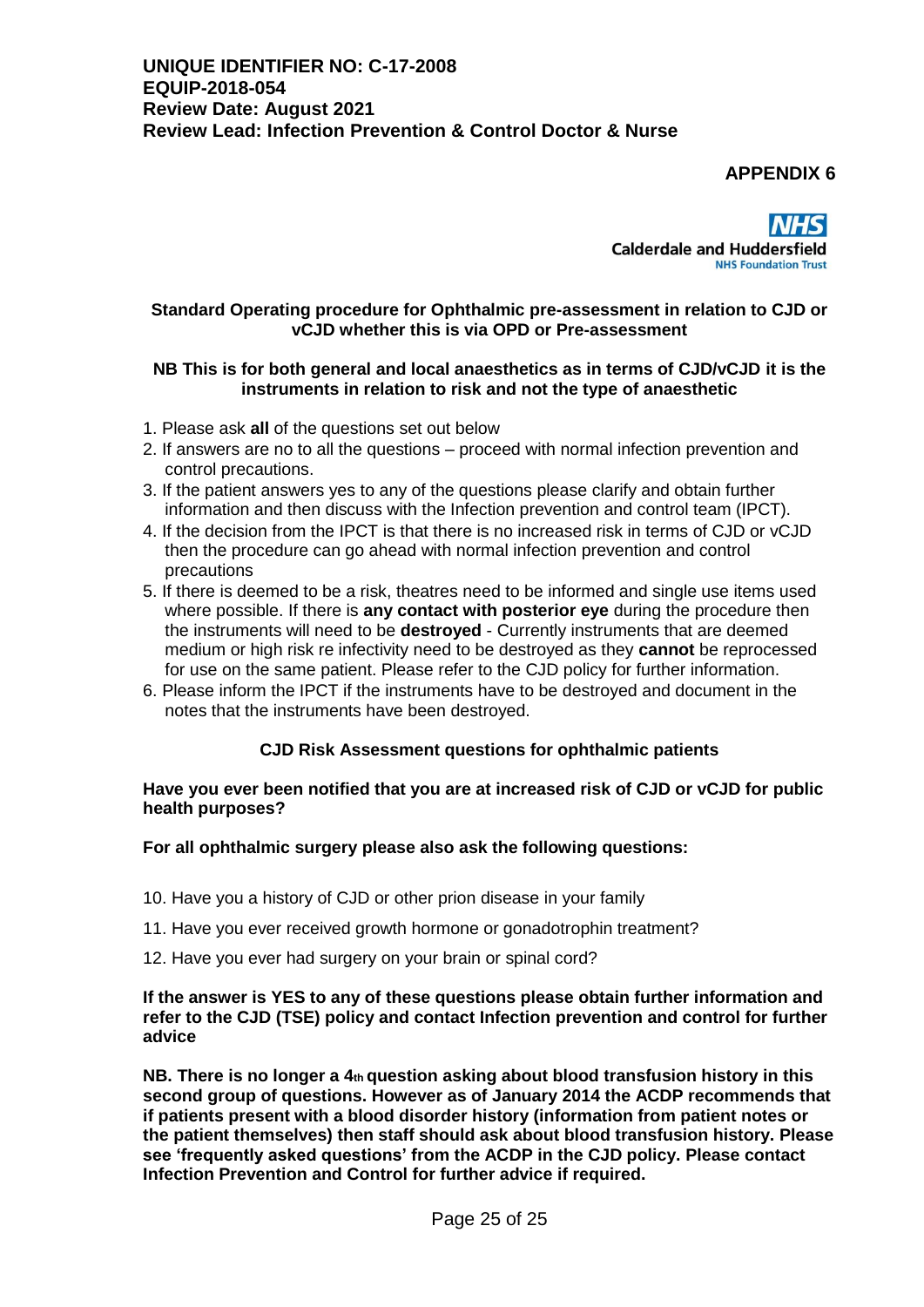**UNIQUE IDENTIFIER NO: C-17-2008**
**EQUIP-2018-054**
**Review Date: August 2021**
**Review Lead: Infection Prevention & Control Doctor & Nurse**

**APPENDIX 6**

NHS
Calderdale and Huddersfield
NHS Foundation Trust

## Standard Operating procedure for Ophthalmic pre-assessment in relation to CJD or vCJD whether this is via OPD or Pre-assessment

**NB This is for both general and local anaesthetics as in terms of CJD/vCJD it is the instruments in relation to risk and not the type of anaesthetic**

1. Please ask **all** of the questions set out below
2. If answers are no to all the questions – proceed with normal infection prevention and control precautions.
3. If the patient answers yes to any of the questions please clarify and obtain further information and then discuss with the Infection prevention and control team (IPCT).
4. If the decision from the IPCT is that there is no increased risk in terms of CJD or vCJD then the procedure can go ahead with normal infection prevention and control precautions
5. If there is deemed to be a risk, theatres need to be informed and single use items used where possible. If there is **any contact with posterior eye** during the procedure then the instruments will need to be **destroyed** - Currently instruments that are deemed medium or high risk re infectivity need to be destroyed as they **cannot** be reprocessed for use on the same patient. Please refer to the CJD policy for further information.
6. Please inform the IPCT if the instruments have to be destroyed and document in the notes that the instruments have been destroyed.

### CJD Risk Assessment questions for ophthalmic patients

**Have you ever been notified that you are at increased risk of CJD or vCJD for public health purposes?**

**For all ophthalmic surgery please also ask the following questions:**

10. Have you a history of CJD or other prion disease in your family

11. Have you ever received growth hormone or gonadotrophin treatment?

12. Have you ever had surgery on your brain or spinal cord?

**If the answer is YES to any of these questions please obtain further information and refer to the CJD (TSE) policy and contact Infection prevention and control for further advice**

**NB. There is no longer a 4th question asking about blood transfusion history in this second group of questions. However as of January 2014 the ACDP recommends that if patients present with a blood disorder history (information from patient notes or the patient themselves) then staff should ask about blood transfusion history. Please see 'frequently asked questions' from the ACDP in the CJD policy. Please contact Infection Prevention and Control for further advice if required.**